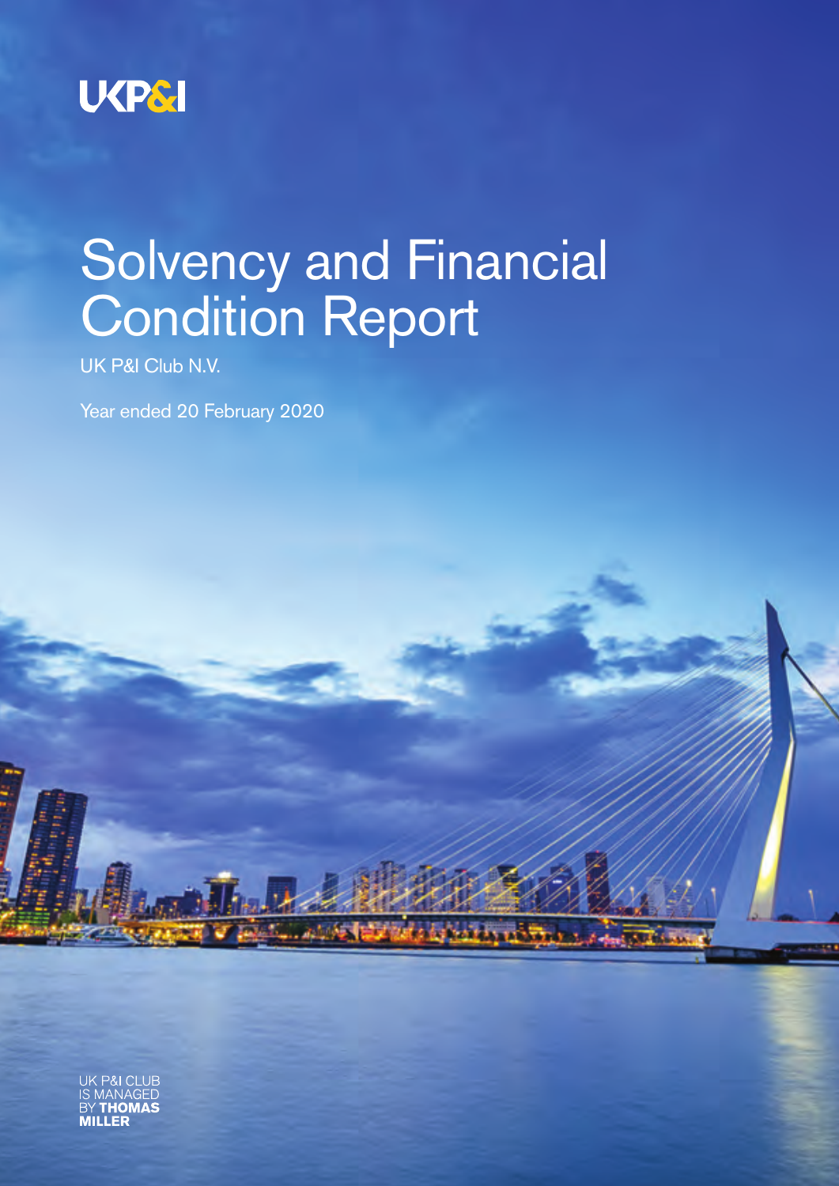UKP&I

# Solvency and Financial Condition Report

UK P&I Club N.V.

Year ended 20 February 2020

UK P&I CLUB IS MANAGED BY **THOMAS MILLER**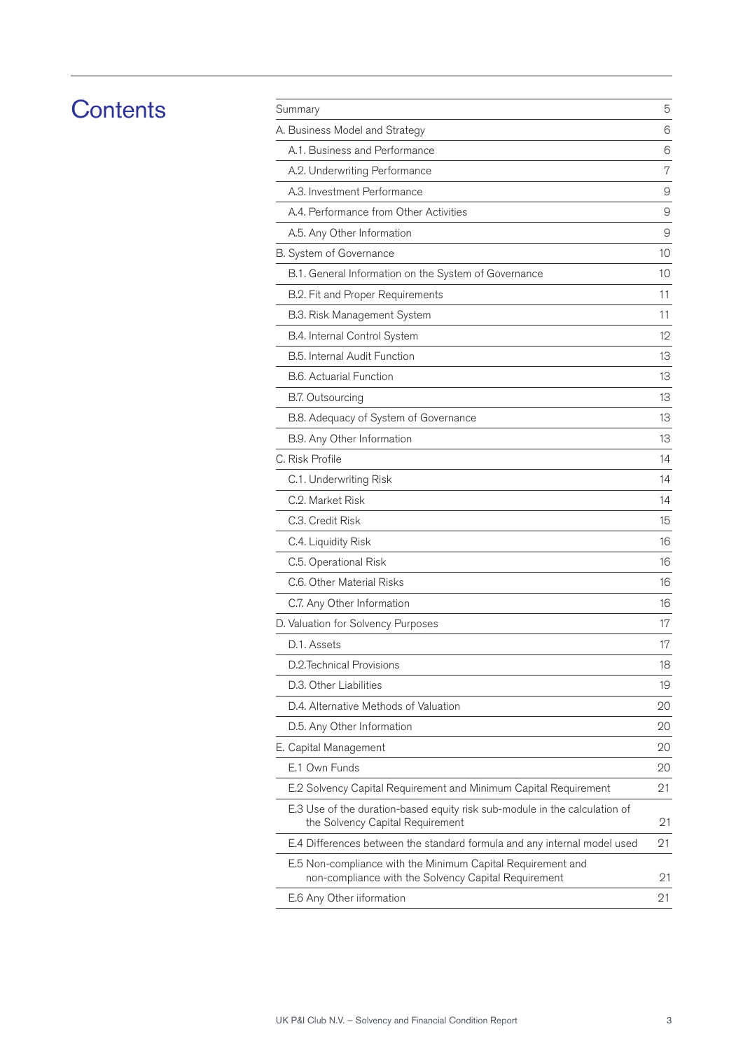# Contents

| | |
|---|---|
| Summary | 5 |
| A. Business Model and Strategy | 6 |
| A.1. Business and Performance | 6 |
| A.2. Underwriting Performance | 7 |
| A.3. Investment Performance | 9 |
| A.4. Performance from Other Activities | 9 |
| A.5. Any Other Information | 9 |
| B. System of Governance | 10 |
| B.1. General Information on the System of Governance | 10 |
| B.2. Fit and Proper Requirements | 11 |
| B.3. Risk Management System | 11 |
| B.4. Internal Control System | 12 |
| B.5. Internal Audit Function | 13 |
| B.6. Actuarial Function | 13 |
| B.7. Outsourcing | 13 |
| B.8. Adequacy of System of Governance | 13 |
| B.9. Any Other Information | 13 |
| C. Risk Profile | 14 |
| C.1. Underwriting Risk | 14 |
| C.2. Market Risk | 14 |
| C.3. Credit Risk | 15 |
| C.4. Liquidity Risk | 16 |
| C.5. Operational Risk | 16 |
| C.6. Other Material Risks | 16 |
| C.7. Any Other Information | 16 |
| D. Valuation for Solvency Purposes | 17 |
| D.1. Assets | 17 |
| D.2.Technical Provisions | 18 |
| D.3. Other Liabilities | 19 |
| D.4. Alternative Methods of Valuation | 20 |
| D.5. Any Other Information | 20 |
| E. Capital Management | 20 |
| E.1 Own Funds | 20 |
| E.2 Solvency Capital Requirement and Minimum Capital Requirement | 21 |
| E.3 Use of the duration-based equity risk sub-module in the calculation of the Solvency Capital Requirement | 21 |
| E.4 Differences between the standard formula and any internal model used | 21 |
| E.5 Non-compliance with the Minimum Capital Requirement and non-compliance with the Solvency Capital Requirement | 21 |
| E.6 Any Other iinformation | 21 |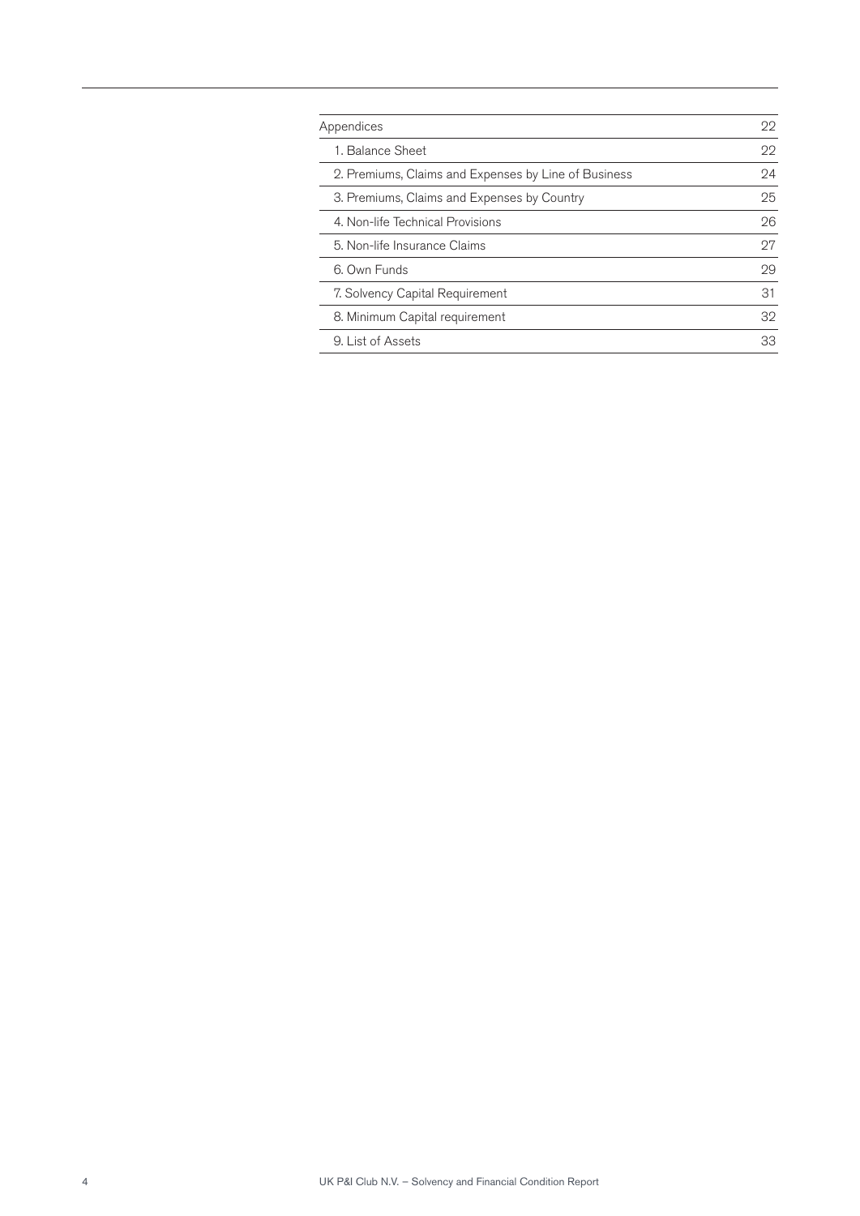| Appendices | 22 |
|---|---|
| 1. Balance Sheet | 22 |
| 2. Premiums, Claims and Expenses by Line of Business | 24 |
| 3. Premiums, Claims and Expenses by Country | 25 |
| 4. Non-life Technical Provisions | 26 |
| 5. Non-life Insurance Claims | 27 |
| 6. Own Funds | 29 |
| 7. Solvency Capital Requirement | 31 |
| 8. Minimum Capital requirement | 32 |
| 9. List of Assets | 33 |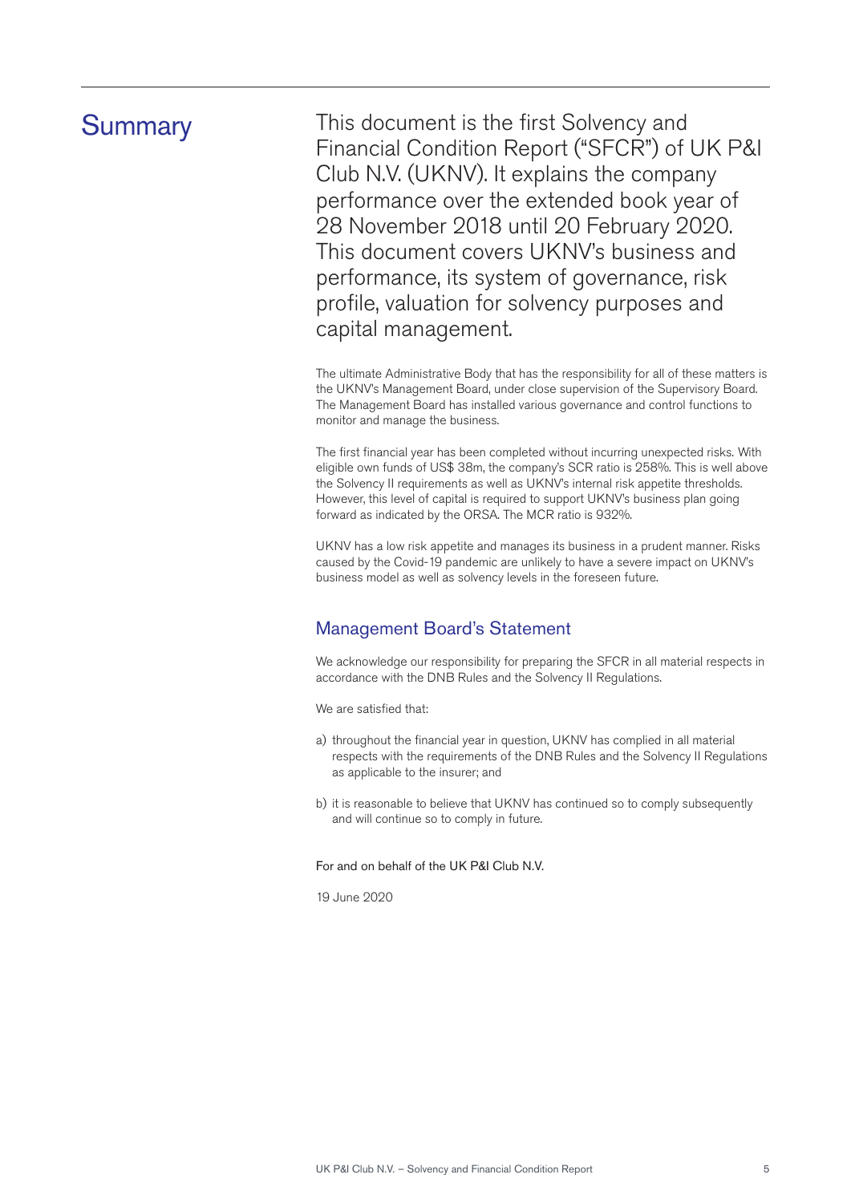# Summary

This document is the first Solvency and Financial Condition Report ("SFCR") of UK P&I Club N.V. (UKNV). It explains the company performance over the extended book year of 28 November 2018 until 20 February 2020. This document covers UKNV's business and performance, its system of governance, risk profile, valuation for solvency purposes and capital management.

The ultimate Administrative Body that has the responsibility for all of these matters is the UKNV's Management Board, under close supervision of the Supervisory Board. The Management Board has installed various governance and control functions to monitor and manage the business.

The first financial year has been completed without incurring unexpected risks. With eligible own funds of US$ 38m, the company's SCR ratio is 258%. This is well above the Solvency II requirements as well as UKNV's internal risk appetite thresholds. However, this level of capital is required to support UKNV's business plan going forward as indicated by the ORSA. The MCR ratio is 932%.

UKNV has a low risk appetite and manages its business in a prudent manner. Risks caused by the Covid-19 pandemic are unlikely to have a severe impact on UKNV's business model as well as solvency levels in the foreseen future.

## Management Board's Statement

We acknowledge our responsibility for preparing the SFCR in all material respects in accordance with the DNB Rules and the Solvency II Regulations.

We are satisfied that:

a) throughout the financial year in question, UKNV has complied in all material respects with the requirements of the DNB Rules and the Solvency II Regulations as applicable to the insurer; and

b) it is reasonable to believe that UKNV has continued so to comply subsequently and will continue so to comply in future.

For and on behalf of the UK P&I Club N.V.

19 June 2020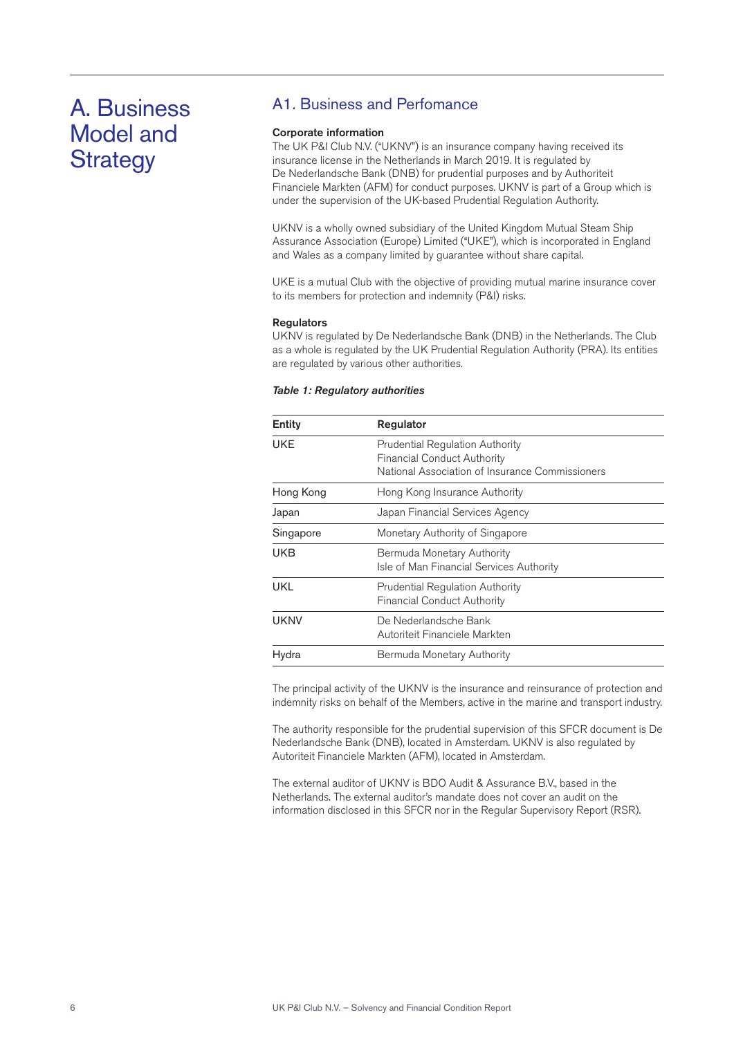# A. Business Model and Strategy

## A1. Business and Perfomance

**Corporate information**

The UK P&I Club N.V. ("UKNV") is an insurance company having received its insurance license in the Netherlands in March 2019. It is regulated by De Nederlandsche Bank (DNB) for prudential purposes and by Authoriteit Financiele Markten (AFM) for conduct purposes. UKNV is part of a Group which is under the supervision of the UK-based Prudential Regulation Authority.

UKNV is a wholly owned subsidiary of the United Kingdom Mutual Steam Ship Assurance Association (Europe) Limited ("UKE"), which is incorporated in England and Wales as a company limited by guarantee without share capital.

UKE is a mutual Club with the objective of providing mutual marine insurance cover to its members for protection and indemnity (P&I) risks.

**Regulators**

UKNV is regulated by De Nederlandsche Bank (DNB) in the Netherlands. The Club as a whole is regulated by the UK Prudential Regulation Authority (PRA). Its entities are regulated by various other authorities.

***Table 1: Regulatory authorities***

| Entity | Regulator |
|---|---|
| UKE | Prudential Regulation Authority<br>Financial Conduct Authority<br>National Association of Insurance Commissioners |
| Hong Kong | Hong Kong Insurance Authority |
| Japan | Japan Financial Services Agency |
| Singapore | Monetary Authority of Singapore |
| UKB | Bermuda Monetary Authority<br>Isle of Man Financial Services Authority |
| UKL | Prudential Regulation Authority<br>Financial Conduct Authority |
| UKNV | De Nederlandsche Bank<br>Autoriteit Financiele Markten |
| Hydra | Bermuda Monetary Authority |

The principal activity of the UKNV is the insurance and reinsurance of protection and indemnity risks on behalf of the Members, active in the marine and transport industry.

The authority responsible for the prudential supervision of this SFCR document is De Nederlandsche Bank (DNB), located in Amsterdam. UKNV is also regulated by Autoriteit Financiele Markten (AFM), located in Amsterdam.

The external auditor of UKNV is BDO Audit & Assurance B.V., based in the Netherlands. The external auditor's mandate does not cover an audit on the information disclosed in this SFCR nor in the Regular Supervisory Report (RSR).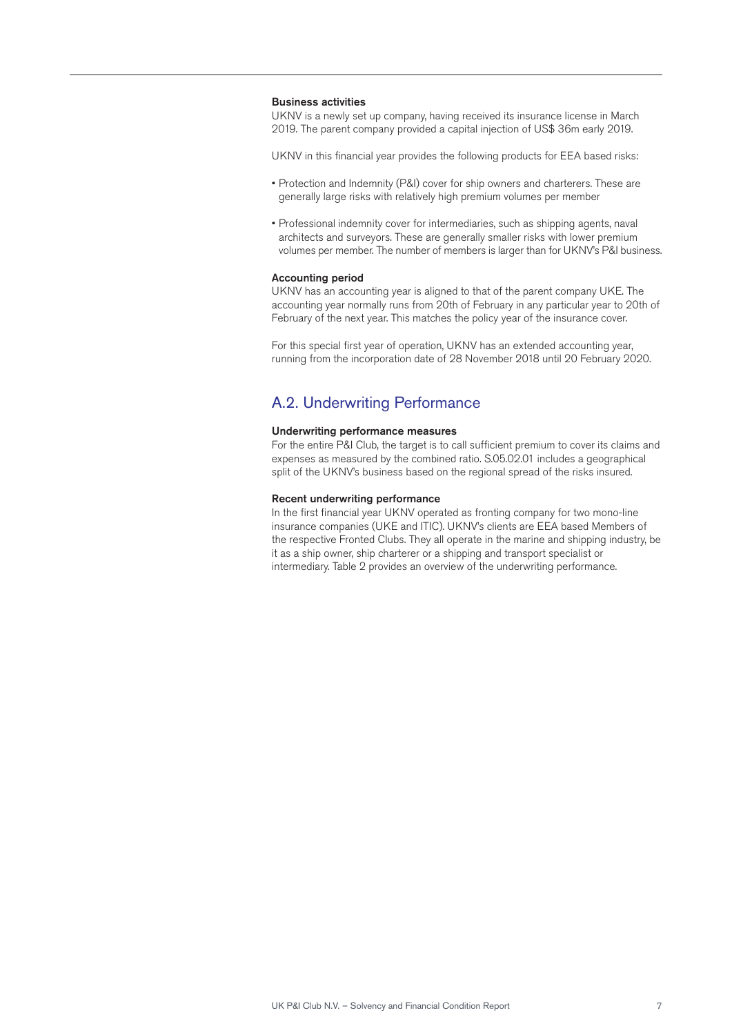### Business activities

UKNV is a newly set up company, having received its insurance license in March 2019. The parent company provided a capital injection of US$ 36m early 2019.

UKNV in this financial year provides the following products for EEA based risks:

- Protection and Indemnity (P&I) cover for ship owners and charterers. These are generally large risks with relatively high premium volumes per member
- Professional indemnity cover for intermediaries, such as shipping agents, naval architects and surveyors. These are generally smaller risks with lower premium volumes per member. The number of members is larger than for UKNV's P&I business.

### Accounting period

UKNV has an accounting year is aligned to that of the parent company UKE. The accounting year normally runs from 20th of February in any particular year to 20th of February of the next year. This matches the policy year of the insurance cover.

For this special first year of operation, UKNV has an extended accounting year, running from the incorporation date of 28 November 2018 until 20 February 2020.

## A.2. Underwriting Performance

### Underwriting performance measures

For the entire P&I Club, the target is to call sufficient premium to cover its claims and expenses as measured by the combined ratio. S.05.02.01 includes a geographical split of the UKNV's business based on the regional spread of the risks insured.

### Recent underwriting performance

In the first financial year UKNV operated as fronting company for two mono-line insurance companies (UKE and ITIC). UKNV's clients are EEA based Members of the respective Fronted Clubs. They all operate in the marine and shipping industry, be it as a ship owner, ship charterer or a shipping and transport specialist or intermediary. Table 2 provides an overview of the underwriting performance.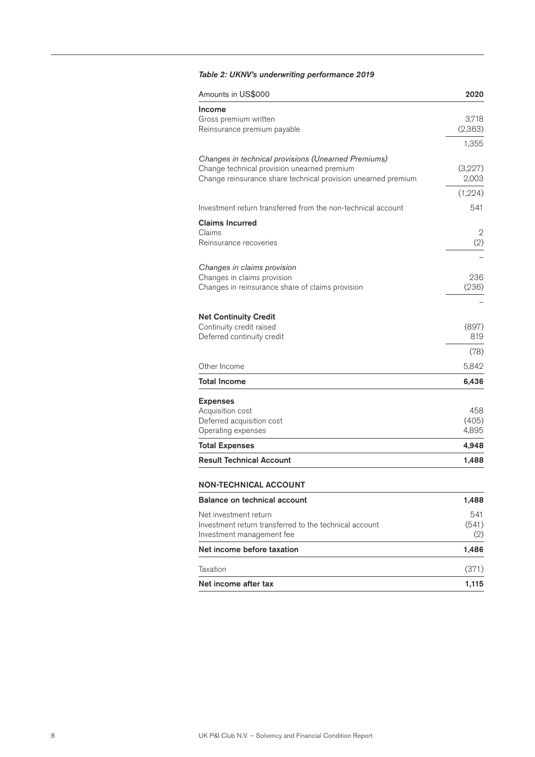*Table 2: UKNV's underwriting performance 2019*

| Amounts in US$000 | 2020 |
|---|---|
| **Income** | |
| Gross premium written | 3,718 |
| Reinsurance premium payable | (2,363) |
| | 1,355 |
| *Changes in technical provisions (Unearned Premiums)* | |
| Change technical provision unearned premium | (3,227) |
| Change reinsurance share technical provision unearned premium | 2,003 |
| | (1,224) |
| Investment return transferred from the non-technical account | 541 |
| **Claims Incurred** | |
| Claims | 2 |
| Reinsurance recoveries | (2) |
| | – |
| *Changes in claims provision* | |
| Changes in claims provision | 236 |
| Changes in reinsurance share of claims provision | (236) |
| | – |
| **Net Continuity Credit** | |
| Continuity credit raised | (897) |
| Deferred continuity credit | 819 |
| | (78) |
| Other Income | 5,842 |
| **Total Income** | **6,436** |
| **Expenses** | |
| Acquisition cost | 458 |
| Deferred acquisition cost | (405) |
| Operating expenses | 4,895 |
| **Total Expenses** | **4,948** |
| **Result Technical Account** | **1,488** |

**NON-TECHNICAL ACCOUNT**

| | |
|---|---|
| **Balance on technical account** | **1,488** |
| Net investment return | 541 |
| Investment return transferred to the technical account | (541) |
| Investment management fee | (2) |
| **Net income before taxation** | **1,486** |
| Taxation | (371) |
| **Net income after tax** | **1,115** |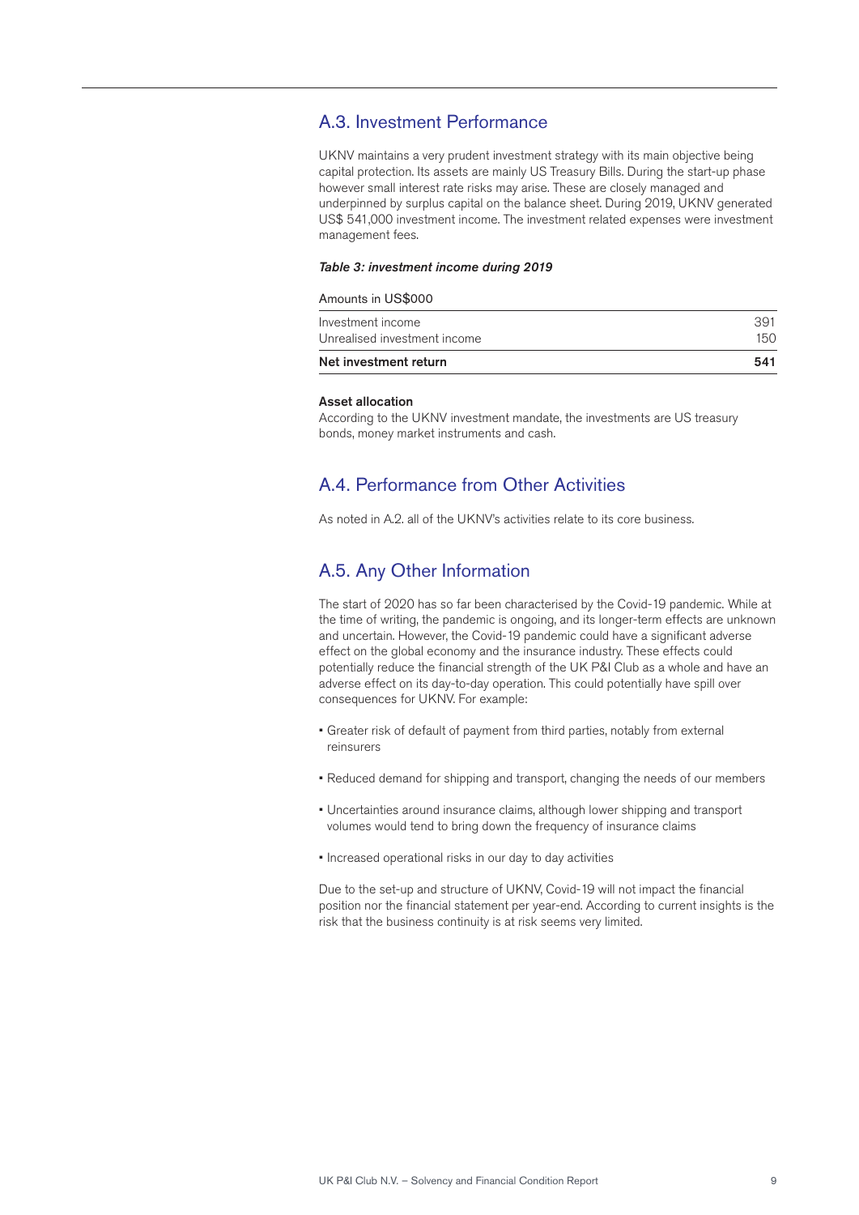## A.3. Investment Performance

UKNV maintains a very prudent investment strategy with its main objective being capital protection. Its assets are mainly US Treasury Bills. During the start-up phase however small interest rate risks may arise. These are closely managed and underpinned by surplus capital on the balance sheet. During 2019, UKNV generated US$ 541,000 investment income. The investment related expenses were investment management fees.

***Table 3: investment income during 2019***

| Amounts in US$000 | |
|---|---|
| Investment income | 391 |
| Unrealised investment income | 150 |
| **Net investment return** | **541** |

**Asset allocation**

According to the UKNV investment mandate, the investments are US treasury bonds, money market instruments and cash.

## A.4. Performance from Other Activities

As noted in A.2. all of the UKNV's activities relate to its core business.

## A.5. Any Other Information

The start of 2020 has so far been characterised by the Covid-19 pandemic. While at the time of writing, the pandemic is ongoing, and its longer-term effects are unknown and uncertain. However, the Covid-19 pandemic could have a significant adverse effect on the global economy and the insurance industry. These effects could potentially reduce the financial strength of the UK P&I Club as a whole and have an adverse effect on its day-to-day operation. This could potentially have spill over consequences for UKNV. For example:

- Greater risk of default of payment from third parties, notably from external reinsurers
- Reduced demand for shipping and transport, changing the needs of our members
- Uncertainties around insurance claims, although lower shipping and transport volumes would tend to bring down the frequency of insurance claims
- Increased operational risks in our day to day activities

Due to the set-up and structure of UKNV, Covid-19 will not impact the financial position nor the financial statement per year-end. According to current insights is the risk that the business continuity is at risk seems very limited.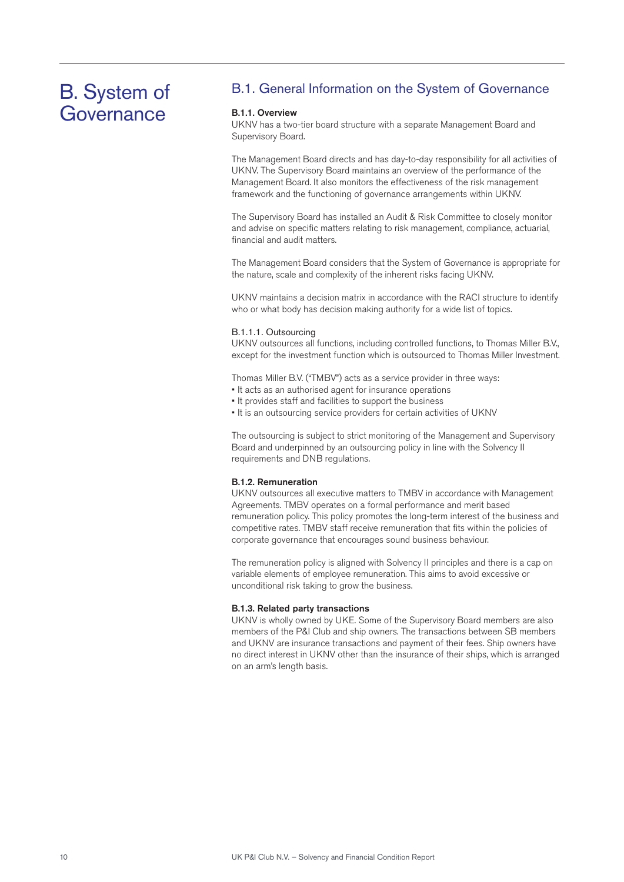# B. System of Governance

## B.1. General Information on the System of Governance

### B.1.1. Overview

UKNV has a two-tier board structure with a separate Management Board and Supervisory Board.

The Management Board directs and has day-to-day responsibility for all activities of UKNV. The Supervisory Board maintains an overview of the performance of the Management Board. It also monitors the effectiveness of the risk management framework and the functioning of governance arrangements within UKNV.

The Supervisory Board has installed an Audit & Risk Committee to closely monitor and advise on specific matters relating to risk management, compliance, actuarial, financial and audit matters.

The Management Board considers that the System of Governance is appropriate for the nature, scale and complexity of the inherent risks facing UKNV.

UKNV maintains a decision matrix in accordance with the RACI structure to identify who or what body has decision making authority for a wide list of topics.

#### B.1.1.1. Outsourcing

UKNV outsources all functions, including controlled functions, to Thomas Miller B.V., except for the investment function which is outsourced to Thomas Miller Investment.

Thomas Miller B.V. ("TMBV") acts as a service provider in three ways:

- It acts as an authorised agent for insurance operations
- It provides staff and facilities to support the business
- It is an outsourcing service providers for certain activities of UKNV

The outsourcing is subject to strict monitoring of the Management and Supervisory Board and underpinned by an outsourcing policy in line with the Solvency II requirements and DNB regulations.

### B.1.2. Remuneration

UKNV outsources all executive matters to TMBV in accordance with Management Agreements. TMBV operates on a formal performance and merit based remuneration policy. This policy promotes the long-term interest of the business and competitive rates. TMBV staff receive remuneration that fits within the policies of corporate governance that encourages sound business behaviour.

The remuneration policy is aligned with Solvency II principles and there is a cap on variable elements of employee remuneration. This aims to avoid excessive or unconditional risk taking to grow the business.

### B.1.3. Related party transactions

UKNV is wholly owned by UKE. Some of the Supervisory Board members are also members of the P&I Club and ship owners. The transactions between SB members and UKNV are insurance transactions and payment of their fees. Ship owners have no direct interest in UKNV other than the insurance of their ships, which is arranged on an arm's length basis.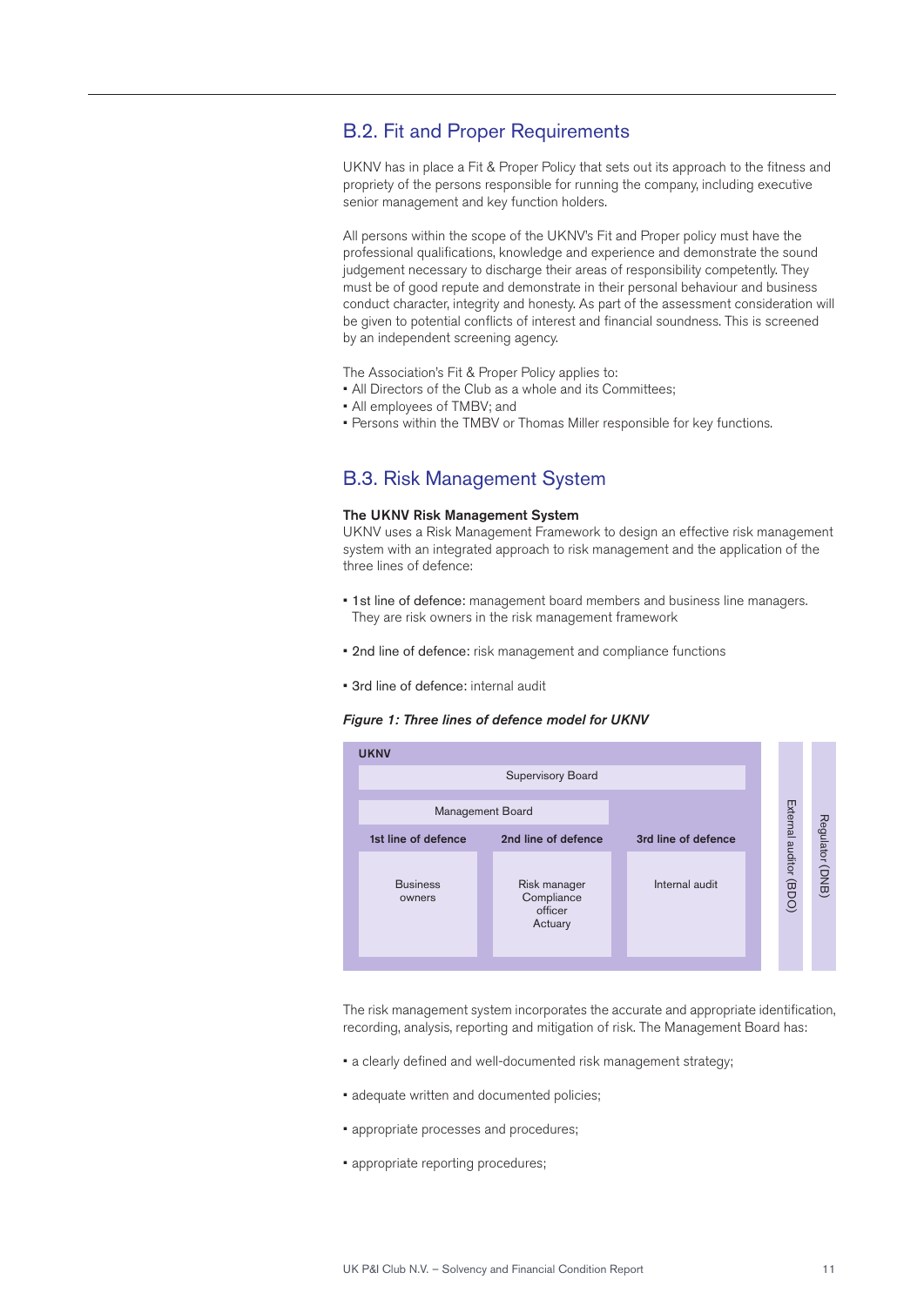## B.2. Fit and Proper Requirements

UKNV has in place a Fit & Proper Policy that sets out its approach to the fitness and propriety of the persons responsible for running the company, including executive senior management and key function holders.

All persons within the scope of the UKNV's Fit and Proper policy must have the professional qualifications, knowledge and experience and demonstrate the sound judgement necessary to discharge their areas of responsibility competently. They must be of good repute and demonstrate in their personal behaviour and business conduct character, integrity and honesty. As part of the assessment consideration will be given to potential conflicts of interest and financial soundness. This is screened by an independent screening agency.

The Association's Fit & Proper Policy applies to:

- All Directors of the Club as a whole and its Committees;
- All employees of TMBV; and
- Persons within the TMBV or Thomas Miller responsible for key functions.

## B.3. Risk Management System

**The UKNV Risk Management System**

UKNV uses a Risk Management Framework to design an effective risk management system with an integrated approach to risk management and the application of the three lines of defence:

- 1st line of defence: management board members and business line managers. They are risk owners in the risk management framework
- 2nd line of defence: risk management and compliance functions
- 3rd line of defence: internal audit

***Figure 1: Three lines of defence model for UKNV***

| UKNV | | | External auditor (BDO) | Regulator (DNB) |
|---|---|---|---|---|
| Supervisory Board | | | | |
| Management Board | | | | |
| **1st line of defence** | **2nd line of defence** | **3rd line of defence** | | |
| Business owners | Risk manager<br>Compliance officer<br>Actuary | Internal audit | | |

The risk management system incorporates the accurate and appropriate identification, recording, analysis, reporting and mitigation of risk. The Management Board has:

- a clearly defined and well-documented risk management strategy;
- adequate written and documented policies;
- appropriate processes and procedures;
- appropriate reporting procedures;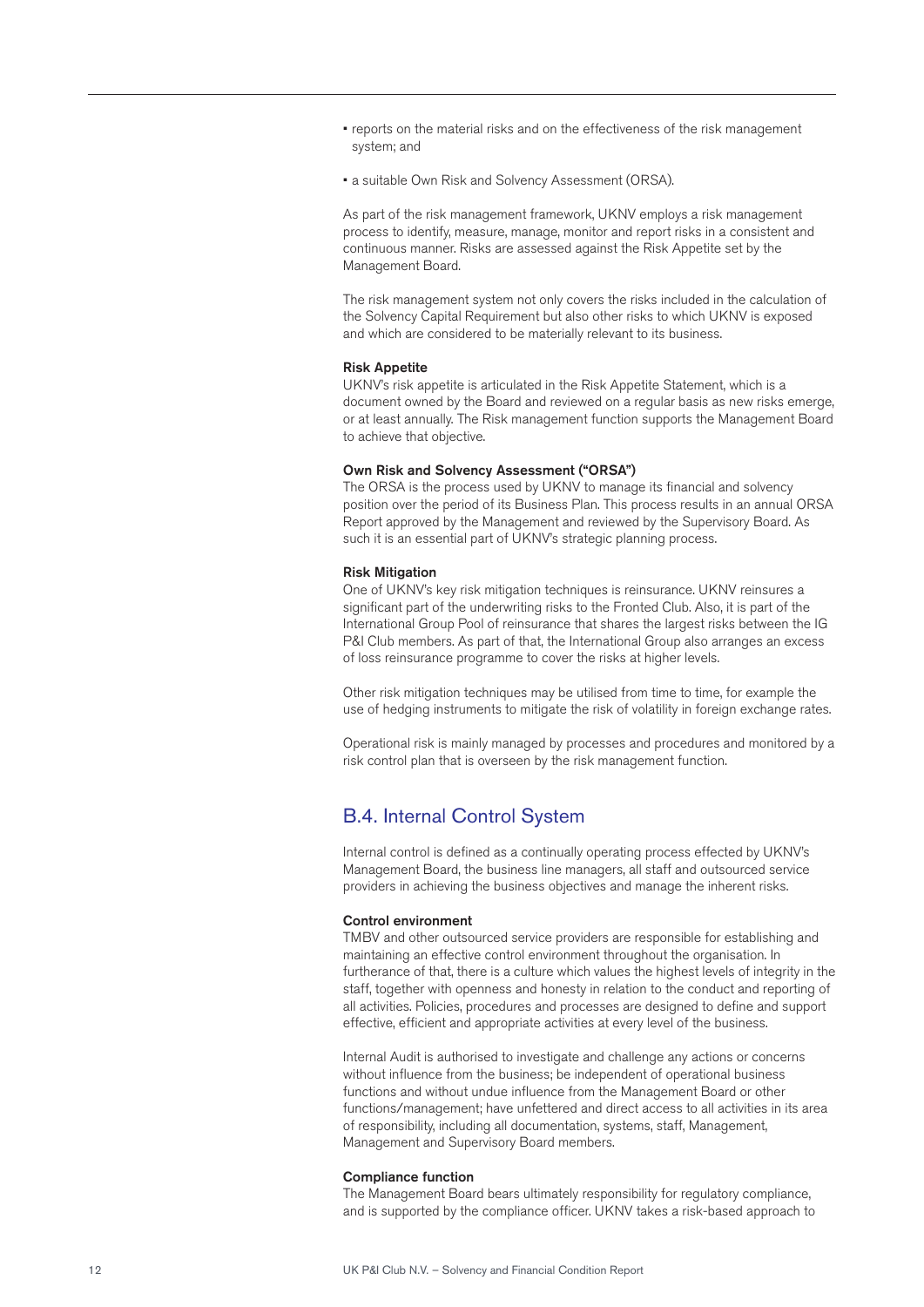- reports on the material risks and on the effectiveness of the risk management system; and

- a suitable Own Risk and Solvency Assessment (ORSA).

As part of the risk management framework, UKNV employs a risk management process to identify, measure, manage, monitor and report risks in a consistent and continuous manner. Risks are assessed against the Risk Appetite set by the Management Board.

The risk management system not only covers the risks included in the calculation of the Solvency Capital Requirement but also other risks to which UKNV is exposed and which are considered to be materially relevant to its business.

**Risk Appetite**

UKNV's risk appetite is articulated in the Risk Appetite Statement, which is a document owned by the Board and reviewed on a regular basis as new risks emerge, or at least annually. The Risk management function supports the Management Board to achieve that objective.

**Own Risk and Solvency Assessment ("ORSA")**

The ORSA is the process used by UKNV to manage its financial and solvency position over the period of its Business Plan. This process results in an annual ORSA Report approved by the Management and reviewed by the Supervisory Board. As such it is an essential part of UKNV's strategic planning process.

**Risk Mitigation**

One of UKNV's key risk mitigation techniques is reinsurance. UKNV reinsures a significant part of the underwriting risks to the Fronted Club. Also, it is part of the International Group Pool of reinsurance that shares the largest risks between the IG P&I Club members. As part of that, the International Group also arranges an excess of loss reinsurance programme to cover the risks at higher levels.

Other risk mitigation techniques may be utilised from time to time, for example the use of hedging instruments to mitigate the risk of volatility in foreign exchange rates.

Operational risk is mainly managed by processes and procedures and monitored by a risk control plan that is overseen by the risk management function.

## B.4. Internal Control System

Internal control is defined as a continually operating process effected by UKNV's Management Board, the business line managers, all staff and outsourced service providers in achieving the business objectives and manage the inherent risks.

**Control environment**

TMBV and other outsourced service providers are responsible for establishing and maintaining an effective control environment throughout the organisation. In furtherance of that, there is a culture which values the highest levels of integrity in the staff, together with openness and honesty in relation to the conduct and reporting of all activities. Policies, procedures and processes are designed to define and support effective, efficient and appropriate activities at every level of the business.

Internal Audit is authorised to investigate and challenge any actions or concerns without influence from the business; be independent of operational business functions and without undue influence from the Management Board or other functions/management; have unfettered and direct access to all activities in its area of responsibility, including all documentation, systems, staff, Management, Management and Supervisory Board members.

**Compliance function**

The Management Board bears ultimately responsibility for regulatory compliance, and is supported by the compliance officer. UKNV takes a risk-based approach to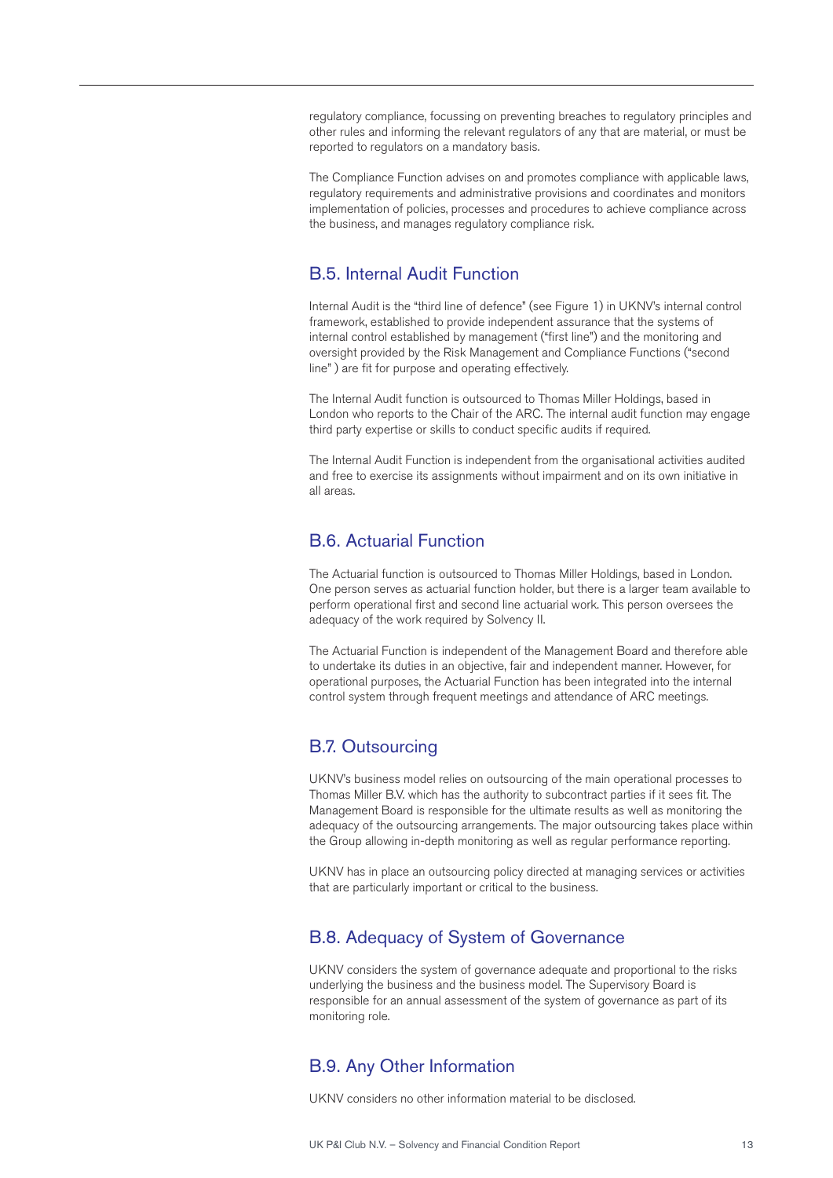regulatory compliance, focussing on preventing breaches to regulatory principles and other rules and informing the relevant regulators of any that are material, or must be reported to regulators on a mandatory basis.

The Compliance Function advises on and promotes compliance with applicable laws, regulatory requirements and administrative provisions and coordinates and monitors implementation of policies, processes and procedures to achieve compliance across the business, and manages regulatory compliance risk.

## B.5. Internal Audit Function

Internal Audit is the "third line of defence" (see Figure 1) in UKNV's internal control framework, established to provide independent assurance that the systems of internal control established by management ("first line") and the monitoring and oversight provided by the Risk Management and Compliance Functions ("second line" ) are fit for purpose and operating effectively.

The Internal Audit function is outsourced to Thomas Miller Holdings, based in London who reports to the Chair of the ARC. The internal audit function may engage third party expertise or skills to conduct specific audits if required.

The Internal Audit Function is independent from the organisational activities audited and free to exercise its assignments without impairment and on its own initiative in all areas.

## B.6. Actuarial Function

The Actuarial function is outsourced to Thomas Miller Holdings, based in London. One person serves as actuarial function holder, but there is a larger team available to perform operational first and second line actuarial work. This person oversees the adequacy of the work required by Solvency II.

The Actuarial Function is independent of the Management Board and therefore able to undertake its duties in an objective, fair and independent manner. However, for operational purposes, the Actuarial Function has been integrated into the internal control system through frequent meetings and attendance of ARC meetings.

## B.7. Outsourcing

UKNV's business model relies on outsourcing of the main operational processes to Thomas Miller B.V. which has the authority to subcontract parties if it sees fit. The Management Board is responsible for the ultimate results as well as monitoring the adequacy of the outsourcing arrangements. The major outsourcing takes place within the Group allowing in-depth monitoring as well as regular performance reporting.

UKNV has in place an outsourcing policy directed at managing services or activities that are particularly important or critical to the business.

## B.8. Adequacy of System of Governance

UKNV considers the system of governance adequate and proportional to the risks underlying the business and the business model. The Supervisory Board is responsible for an annual assessment of the system of governance as part of its monitoring role.

## B.9. Any Other Information

UKNV considers no other information material to be disclosed.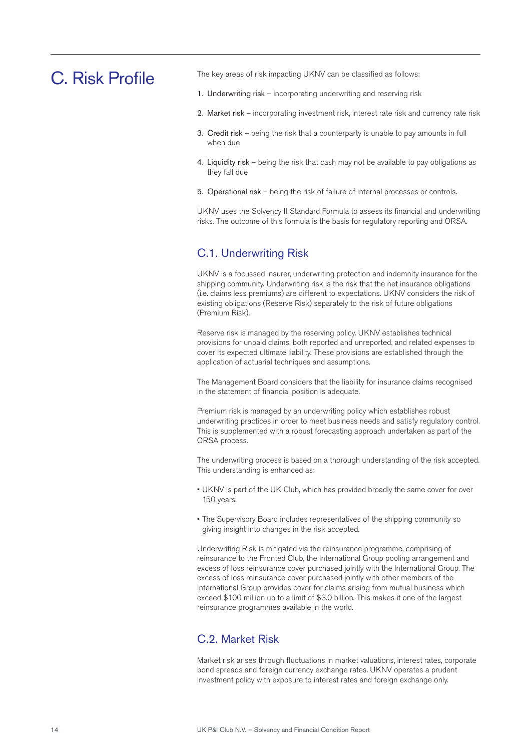# C. Risk Profile

The key areas of risk impacting UKNV can be classified as follows:

1. Underwriting risk – incorporating underwriting and reserving risk
2. Market risk – incorporating investment risk, interest rate risk and currency rate risk
3. Credit risk – being the risk that a counterparty is unable to pay amounts in full when due
4. Liquidity risk – being the risk that cash may not be available to pay obligations as they fall due
5. Operational risk – being the risk of failure of internal processes or controls.

UKNV uses the Solvency II Standard Formula to assess its financial and underwriting risks. The outcome of this formula is the basis for regulatory reporting and ORSA.

## C.1. Underwriting Risk

UKNV is a focussed insurer, underwriting protection and indemnity insurance for the shipping community. Underwriting risk is the risk that the net insurance obligations (i.e. claims less premiums) are different to expectations. UKNV considers the risk of existing obligations (Reserve Risk) separately to the risk of future obligations (Premium Risk).

Reserve risk is managed by the reserving policy. UKNV establishes technical provisions for unpaid claims, both reported and unreported, and related expenses to cover its expected ultimate liability. These provisions are established through the application of actuarial techniques and assumptions.

The Management Board considers that the liability for insurance claims recognised in the statement of financial position is adequate.

Premium risk is managed by an underwriting policy which establishes robust underwriting practices in order to meet business needs and satisfy regulatory control. This is supplemented with a robust forecasting approach undertaken as part of the ORSA process.

The underwriting process is based on a thorough understanding of the risk accepted. This understanding is enhanced as:

- UKNV is part of the UK Club, which has provided broadly the same cover for over 150 years.
- The Supervisory Board includes representatives of the shipping community so giving insight into changes in the risk accepted.

Underwriting Risk is mitigated via the reinsurance programme, comprising of reinsurance to the Fronted Club, the International Group pooling arrangement and excess of loss reinsurance cover purchased jointly with the International Group. The excess of loss reinsurance cover purchased jointly with other members of the International Group provides cover for claims arising from mutual business which exceed $100 million up to a limit of $3.0 billion. This makes it one of the largest reinsurance programmes available in the world.

## C.2. Market Risk

Market risk arises through fluctuations in market valuations, interest rates, corporate bond spreads and foreign currency exchange rates. UKNV operates a prudent investment policy with exposure to interest rates and foreign exchange only.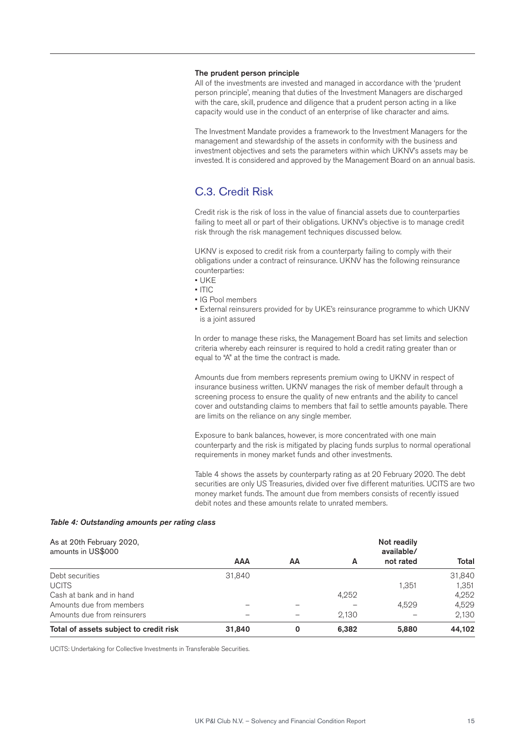### The prudent person principle

All of the investments are invested and managed in accordance with the 'prudent person principle', meaning that duties of the Investment Managers are discharged with the care, skill, prudence and diligence that a prudent person acting in a like capacity would use in the conduct of an enterprise of like character and aims.

The Investment Mandate provides a framework to the Investment Managers for the management and stewardship of the assets in conformity with the business and investment objectives and sets the parameters within which UKNV's assets may be invested. It is considered and approved by the Management Board on an annual basis.

## C.3. Credit Risk

Credit risk is the risk of loss in the value of financial assets due to counterparties failing to meet all or part of their obligations. UKNV's objective is to manage credit risk through the risk management techniques discussed below.

UKNV is exposed to credit risk from a counterparty failing to comply with their obligations under a contract of reinsurance. UKNV has the following reinsurance counterparties:

- UKE
- ITIC
- IG Pool members
- External reinsurers provided for by UKE's reinsurance programme to which UKNV is a joint assured

In order to manage these risks, the Management Board has set limits and selection criteria whereby each reinsurer is required to hold a credit rating greater than or equal to "A" at the time the contract is made.

Amounts due from members represents premium owing to UKNV in respect of insurance business written. UKNV manages the risk of member default through a screening process to ensure the quality of new entrants and the ability to cancel cover and outstanding claims to members that fail to settle amounts payable. There are limits on the reliance on any single member.

Exposure to bank balances, however, is more concentrated with one main counterparty and the risk is mitigated by placing funds surplus to normal operational requirements in money market funds and other investments.

Table 4 shows the assets by counterparty rating as at 20 February 2020. The debt securities are only US Treasuries, divided over five different maturities. UCITS are two money market funds. The amount due from members consists of recently issued debit notes and these amounts relate to unrated members.

*Table 4: Outstanding amounts per rating class*

| As at 20th February 2020, amounts in US$000 | AAA | AA | A | Not readily available/ not rated | Total |
|---|---|---|---|---|---|
| Debt securities | 31,840 | | | | 31,840 |
| UCITS | | | | 1,351 | 1,351 |
| Cash at bank and in hand | | | 4,252 | | 4,252 |
| Amounts due from members | – | – | – | 4,529 | 4,529 |
| Amounts due from reinsurers | – | – | 2,130 | – | 2,130 |
| **Total of assets subject to credit risk** | **31,840** | **0** | **6,382** | **5,880** | **44,102** |

UCITS: Undertaking for Collective Investments in Transferable Securities.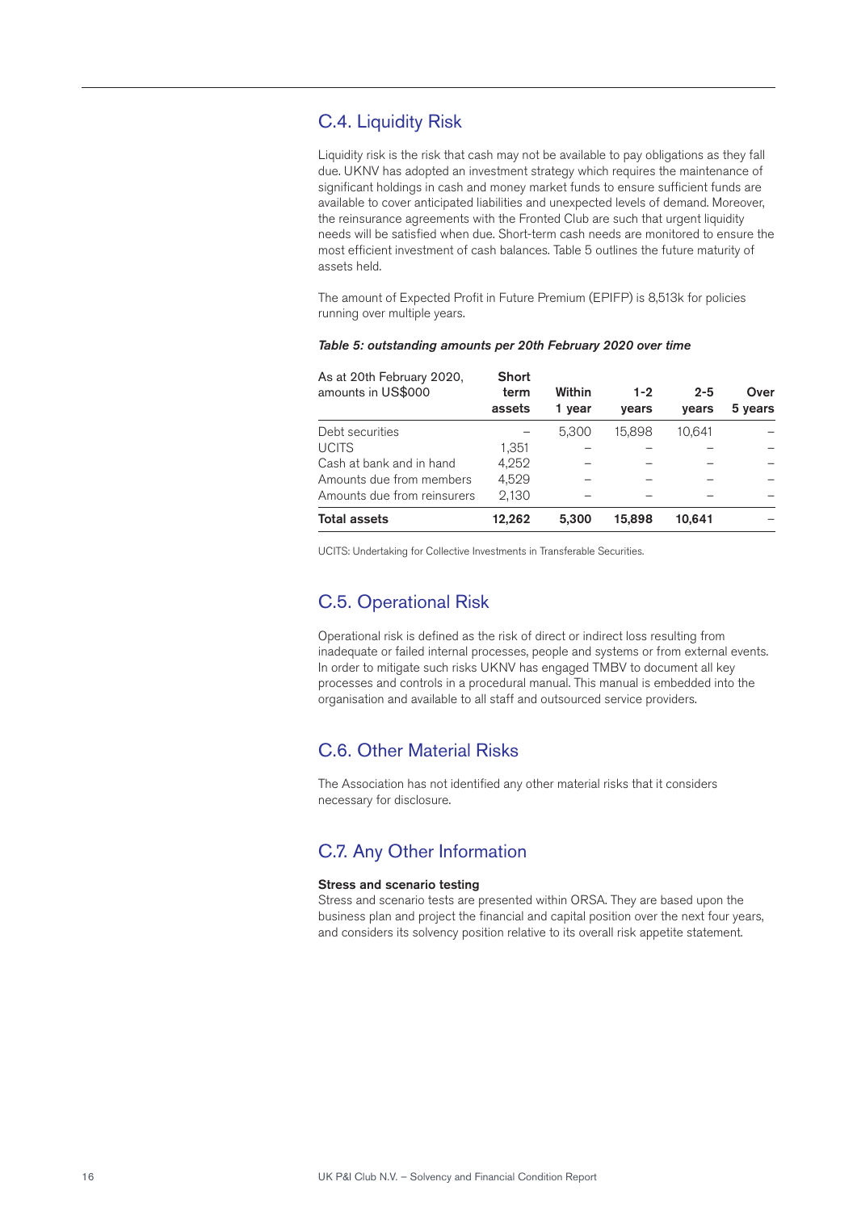## C.4. Liquidity Risk

Liquidity risk is the risk that cash may not be available to pay obligations as they fall due. UKNV has adopted an investment strategy which requires the maintenance of significant holdings in cash and money market funds to ensure sufficient funds are available to cover anticipated liabilities and unexpected levels of demand. Moreover, the reinsurance agreements with the Fronted Club are such that urgent liquidity needs will be satisfied when due. Short-term cash needs are monitored to ensure the most efficient investment of cash balances. Table 5 outlines the future maturity of assets held.

The amount of Expected Profit in Future Premium (EPIFP) is 8,513k for policies running over multiple years.

***Table 5: outstanding amounts per 20th February 2020 over time***

| As at 20th February 2020, amounts in US$000 | Short term assets | Within 1 year | 1-2 years | 2-5 years | Over 5 years |
|---|---|---|---|---|---|
| Debt securities | – | 5,300 | 15,898 | 10,641 | – |
| UCITS | 1,351 | – | – | – | – |
| Cash at bank and in hand | 4,252 | – | – | – | – |
| Amounts due from members | 4,529 | – | – | – | – |
| Amounts due from reinsurers | 2,130 | – | – | – | – |
| **Total assets** | **12,262** | **5,300** | **15,898** | **10,641** | – |

UCITS: Undertaking for Collective Investments in Transferable Securities.

## C.5. Operational Risk

Operational risk is defined as the risk of direct or indirect loss resulting from inadequate or failed internal processes, people and systems or from external events. In order to mitigate such risks UKNV has engaged TMBV to document all key processes and controls in a procedural manual. This manual is embedded into the organisation and available to all staff and outsourced service providers.

## C.6. Other Material Risks

The Association has not identified any other material risks that it considers necessary for disclosure.

## C.7. Any Other Information

**Stress and scenario testing**

Stress and scenario tests are presented within ORSA. They are based upon the business plan and project the financial and capital position over the next four years, and considers its solvency position relative to its overall risk appetite statement.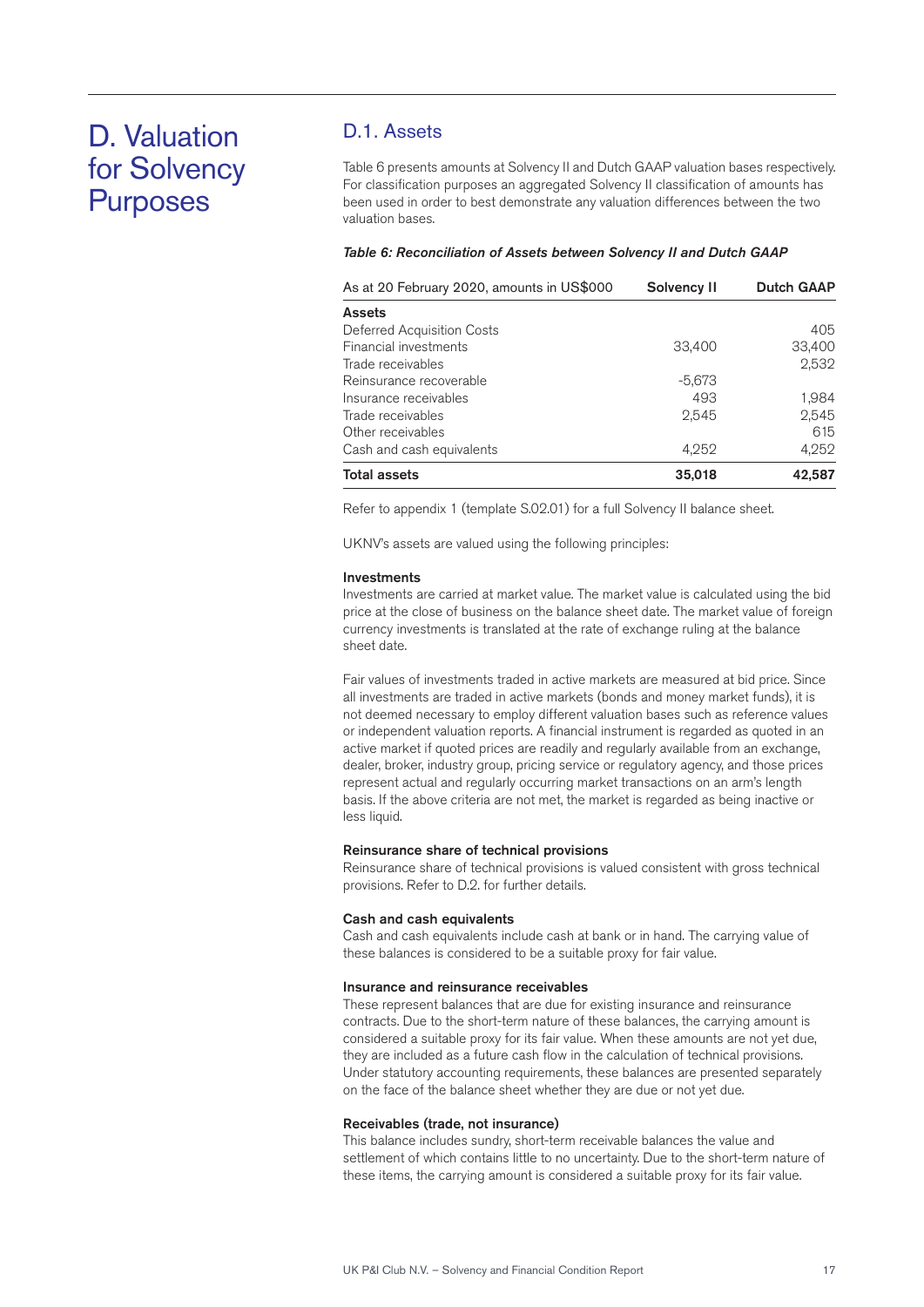# D. Valuation for Solvency Purposes

## D.1. Assets

Table 6 presents amounts at Solvency II and Dutch GAAP valuation bases respectively. For classification purposes an aggregated Solvency II classification of amounts has been used in order to best demonstrate any valuation differences between the two valuation bases.

*Table 6: Reconciliation of Assets between Solvency II and Dutch GAAP*

| As at 20 February 2020, amounts in US$000 | Solvency II | Dutch GAAP |
|---|---|---|
| **Assets** | | |
| Deferred Acquisition Costs | | 405 |
| Financial investments | 33,400 | 33,400 |
| Trade receivables | | 2,532 |
| Reinsurance recoverable | -5,673 | |
| Insurance receivables | 493 | 1,984 |
| Trade receivables | 2,545 | 2,545 |
| Other receivables | | 615 |
| Cash and cash equivalents | 4,252 | 4,252 |
| **Total assets** | **35,018** | **42,587** |

Refer to appendix 1 (template S.02.01) for a full Solvency II balance sheet.

UKNV's assets are valued using the following principles:

**Investments**
Investments are carried at market value. The market value is calculated using the bid price at the close of business on the balance sheet date. The market value of foreign currency investments is translated at the rate of exchange ruling at the balance sheet date.

Fair values of investments traded in active markets are measured at bid price. Since all investments are traded in active markets (bonds and money market funds), it is not deemed necessary to employ different valuation bases such as reference values or independent valuation reports. A financial instrument is regarded as quoted in an active market if quoted prices are readily and regularly available from an exchange, dealer, broker, industry group, pricing service or regulatory agency, and those prices represent actual and regularly occurring market transactions on an arm's length basis. If the above criteria are not met, the market is regarded as being inactive or less liquid.

**Reinsurance share of technical provisions**
Reinsurance share of technical provisions is valued consistent with gross technical provisions. Refer to D.2. for further details.

**Cash and cash equivalents**
Cash and cash equivalents include cash at bank or in hand. The carrying value of these balances is considered to be a suitable proxy for fair value.

**Insurance and reinsurance receivables**
These represent balances that are due for existing insurance and reinsurance contracts. Due to the short-term nature of these balances, the carrying amount is considered a suitable proxy for its fair value. When these amounts are not yet due, they are included as a future cash flow in the calculation of technical provisions. Under statutory accounting requirements, these balances are presented separately on the face of the balance sheet whether they are due or not yet due.

**Receivables (trade, not insurance)**
This balance includes sundry, short-term receivable balances the value and settlement of which contains little to no uncertainty. Due to the short-term nature of these items, the carrying amount is considered a suitable proxy for its fair value.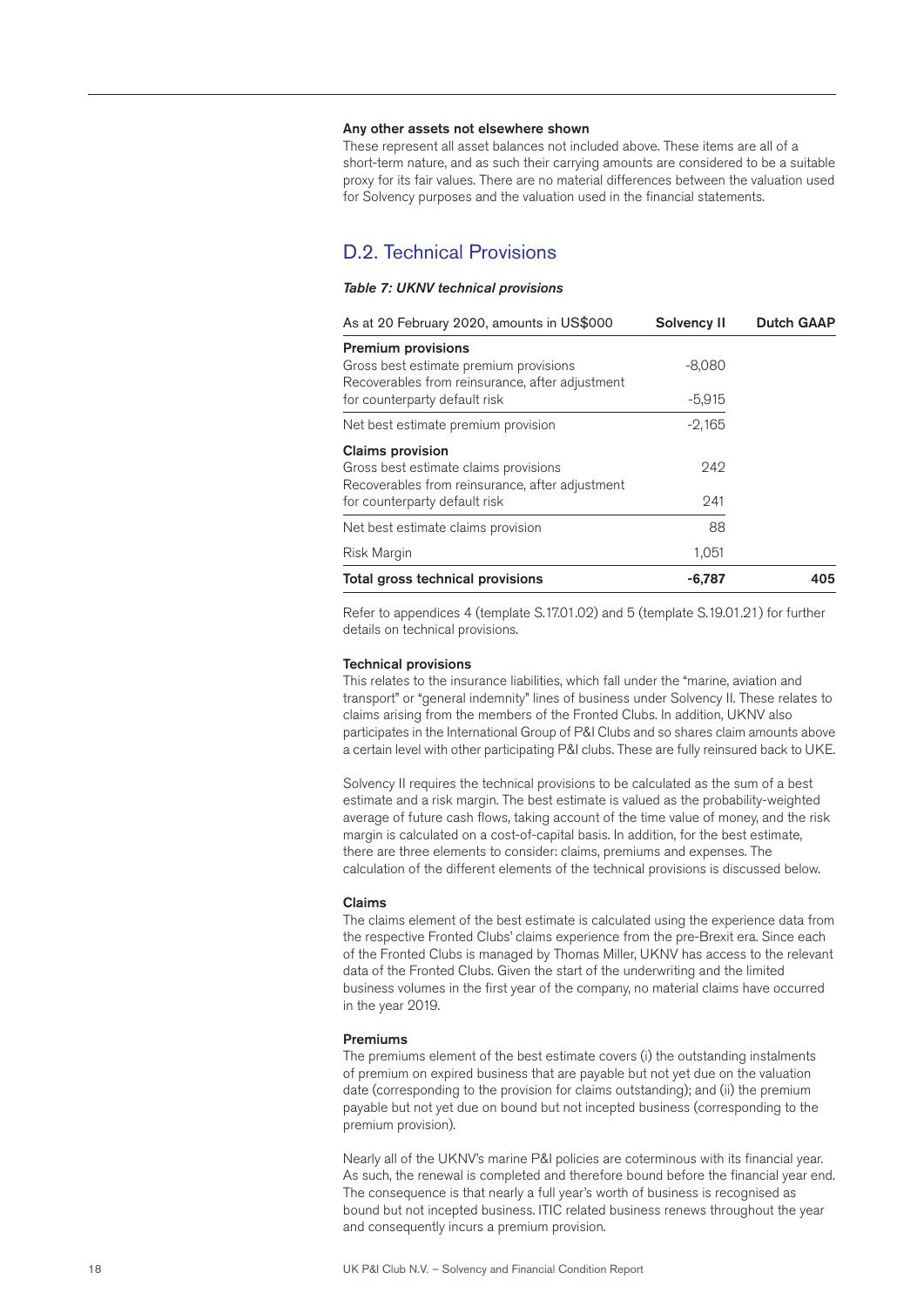### Any other assets not elsewhere shown

These represent all asset balances not included above. These items are all of a short-term nature, and as such their carrying amounts are considered to be a suitable proxy for its fair values. There are no material differences between the valuation used for Solvency purposes and the valuation used in the financial statements.

## D.2. Technical Provisions

*Table 7: UKNV technical provisions*

| As at 20 February 2020, amounts in US$000 | Solvency II | Dutch GAAP |
|---|---|---|
| **Premium provisions** | | |
| Gross best estimate premium provisions | -8,080 | |
| Recoverables from reinsurance, after adjustment for counterparty default risk | -5,915 | |
| Net best estimate premium provision | -2,165 | |
| **Claims provision** | | |
| Gross best estimate claims provisions | 242 | |
| Recoverables from reinsurance, after adjustment for counterparty default risk | 241 | |
| Net best estimate claims provision | 88 | |
| Risk Margin | 1,051 | |
| **Total gross technical provisions** | **-6,787** | **405** |

Refer to appendices 4 (template S.17.01.02) and 5 (template S.19.01.21) for further details on technical provisions.

### Technical provisions

This relates to the insurance liabilities, which fall under the "marine, aviation and transport" or "general indemnity" lines of business under Solvency II. These relates to claims arising from the members of the Fronted Clubs. In addition, UKNV also participates in the International Group of P&I Clubs and so shares claim amounts above a certain level with other participating P&I clubs. These are fully reinsured back to UKE.

Solvency II requires the technical provisions to be calculated as the sum of a best estimate and a risk margin. The best estimate is valued as the probability-weighted average of future cash flows, taking account of the time value of money, and the risk margin is calculated on a cost-of-capital basis. In addition, for the best estimate, there are three elements to consider: claims, premiums and expenses. The calculation of the different elements of the technical provisions is discussed below.

### Claims

The claims element of the best estimate is calculated using the experience data from the respective Fronted Clubs' claims experience from the pre-Brexit era. Since each of the Fronted Clubs is managed by Thomas Miller, UKNV has access to the relevant data of the Fronted Clubs. Given the start of the underwriting and the limited business volumes in the first year of the company, no material claims have occurred in the year 2019.

### Premiums

The premiums element of the best estimate covers (i) the outstanding instalments of premium on expired business that are payable but not yet due on the valuation date (corresponding to the provision for claims outstanding); and (ii) the premium payable but not yet due on bound but not incepted business (corresponding to the premium provision).

Nearly all of the UKNV's marine P&I policies are coterminous with its financial year. As such, the renewal is completed and therefore bound before the financial year end. The consequence is that nearly a full year's worth of business is recognised as bound but not incepted business. ITIC related business renews throughout the year and consequently incurs a premium provision.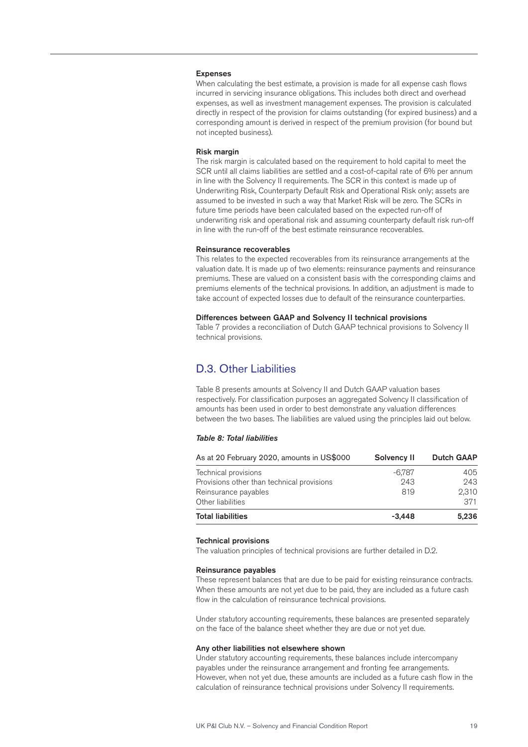#### Expenses

When calculating the best estimate, a provision is made for all expense cash flows incurred in servicing insurance obligations. This includes both direct and overhead expenses, as well as investment management expenses. The provision is calculated directly in respect of the provision for claims outstanding (for expired business) and a corresponding amount is derived in respect of the premium provision (for bound but not incepted business).

#### Risk margin

The risk margin is calculated based on the requirement to hold capital to meet the SCR until all claims liabilities are settled and a cost-of-capital rate of 6% per annum in line with the Solvency II requirements. The SCR in this context is made up of Underwriting Risk, Counterparty Default Risk and Operational Risk only; assets are assumed to be invested in such a way that Market Risk will be zero. The SCRs in future time periods have been calculated based on the expected run-off of underwriting risk and operational risk and assuming counterparty default risk run-off in line with the run-off of the best estimate reinsurance recoverables.

#### Reinsurance recoverables

This relates to the expected recoverables from its reinsurance arrangements at the valuation date. It is made up of two elements: reinsurance payments and reinsurance premiums. These are valued on a consistent basis with the corresponding claims and premiums elements of the technical provisions. In addition, an adjustment is made to take account of expected losses due to default of the reinsurance counterparties.

#### Differences between GAAP and Solvency II technical provisions

Table 7 provides a reconciliation of Dutch GAAP technical provisions to Solvency II technical provisions.

## D.3. Other Liabilities

Table 8 presents amounts at Solvency II and Dutch GAAP valuation bases respectively. For classification purposes an aggregated Solvency II classification of amounts has been used in order to best demonstrate any valuation differences between the two bases. The liabilities are valued using the principles laid out below.

*Table 8: Total liabilities*

| As at 20 February 2020, amounts in US$000 | Solvency II | Dutch GAAP |
|---|---|---|
| Technical provisions | -6,787 | 405 |
| Provisions other than technical provisions | 243 | 243 |
| Reinsurance payables | 819 | 2,310 |
| Other liabilities | | 371 |
| **Total liabilities** | **-3,448** | **5,236** |

#### Technical provisions

The valuation principles of technical provisions are further detailed in D.2.

#### Reinsurance payables

These represent balances that are due to be paid for existing reinsurance contracts. When these amounts are not yet due to be paid, they are included as a future cash flow in the calculation of reinsurance technical provisions.

Under statutory accounting requirements, these balances are presented separately on the face of the balance sheet whether they are due or not yet due.

#### Any other liabilities not elsewhere shown

Under statutory accounting requirements, these balances include intercompany payables under the reinsurance arrangement and fronting fee arrangements. However, when not yet due, these amounts are included as a future cash flow in the calculation of reinsurance technical provisions under Solvency II requirements.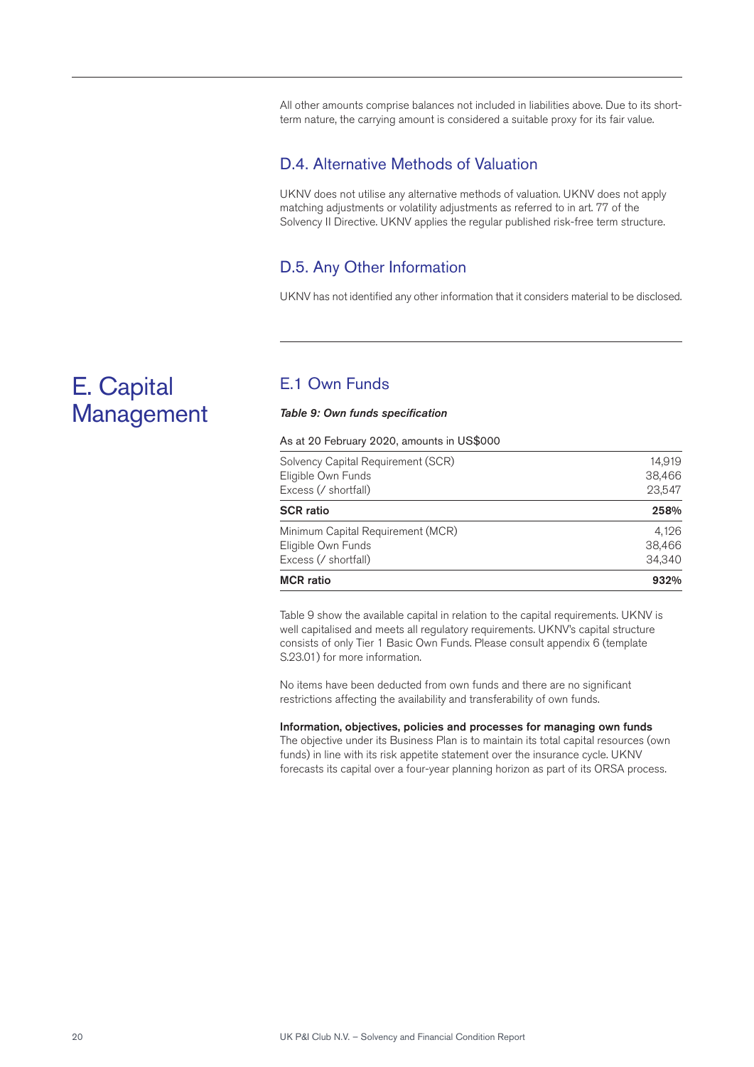All other amounts comprise balances not included in liabilities above. Due to its short-term nature, the carrying amount is considered a suitable proxy for its fair value.

## D.4. Alternative Methods of Valuation

UKNV does not utilise any alternative methods of valuation. UKNV does not apply matching adjustments or volatility adjustments as referred to in art. 77 of the Solvency II Directive. UKNV applies the regular published risk-free term structure.

## D.5. Any Other Information

UKNV has not identified any other information that it considers material to be disclosed.

# E. Capital Management

## E.1 Own Funds

***Table 9: Own funds specification***

As at 20 February 2020, amounts in US$000

| | |
|---|---|
| Solvency Capital Requirement (SCR) | 14,919 |
| Eligible Own Funds | 38,466 |
| Excess (/ shortfall) | 23,547 |
| **SCR ratio** | **258%** |
| Minimum Capital Requirement (MCR) | 4,126 |
| Eligible Own Funds | 38,466 |
| Excess (/ shortfall) | 34,340 |
| **MCR ratio** | **932%** |

Table 9 show the available capital in relation to the capital requirements. UKNV is well capitalised and meets all regulatory requirements. UKNV's capital structure consists of only Tier 1 Basic Own Funds. Please consult appendix 6 (template S.23.01) for more information.

No items have been deducted from own funds and there are no significant restrictions affecting the availability and transferability of own funds.

**Information, objectives, policies and processes for managing own funds**
The objective under its Business Plan is to maintain its total capital resources (own funds) in line with its risk appetite statement over the insurance cycle. UKNV forecasts its capital over a four-year planning horizon as part of its ORSA process.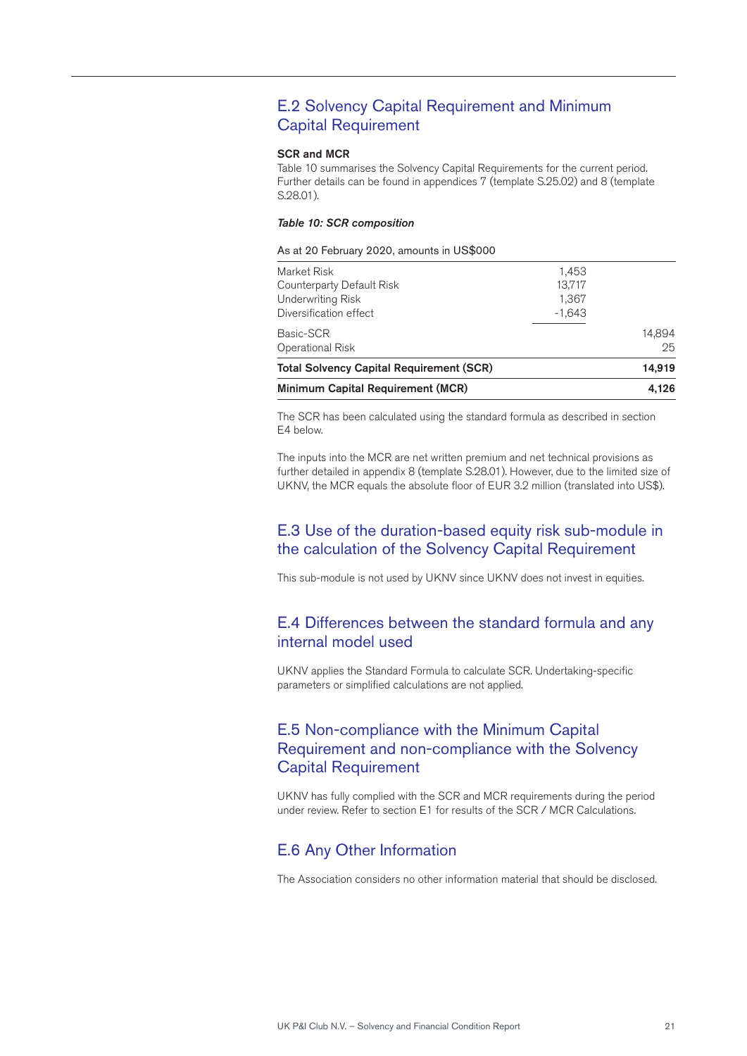## E.2 Solvency Capital Requirement and Minimum Capital Requirement

**SCR and MCR**

Table 10 summarises the Solvency Capital Requirements for the current period. Further details can be found in appendices 7 (template S.25.02) and 8 (template S.28.01).

***Table 10: SCR composition***

As at 20 February 2020, amounts in US$000

| | | |
|---|---|---|
| Market Risk | 1,453 | |
| Counterparty Default Risk | 13,717 | |
| Underwriting Risk | 1,367 | |
| Diversification effect | -1,643 | |
| Basic-SCR | | 14,894 |
| Operational Risk | | 25 |
| **Total Solvency Capital Requirement (SCR)** | | **14,919** |
| **Minimum Capital Requirement (MCR)** | | **4,126** |

The SCR has been calculated using the standard formula as described in section E4 below.

The inputs into the MCR are net written premium and net technical provisions as further detailed in appendix 8 (template S.28.01). However, due to the limited size of UKNV, the MCR equals the absolute floor of EUR 3.2 million (translated into US$).

## E.3 Use of the duration-based equity risk sub-module in the calculation of the Solvency Capital Requirement

This sub-module is not used by UKNV since UKNV does not invest in equities.

## E.4 Differences between the standard formula and any internal model used

UKNV applies the Standard Formula to calculate SCR. Undertaking-specific parameters or simplified calculations are not applied.

## E.5 Non-compliance with the Minimum Capital Requirement and non-compliance with the Solvency Capital Requirement

UKNV has fully complied with the SCR and MCR requirements during the period under review. Refer to section E1 for results of the SCR / MCR Calculations.

## E.6 Any Other Information

The Association considers no other information material that should be disclosed.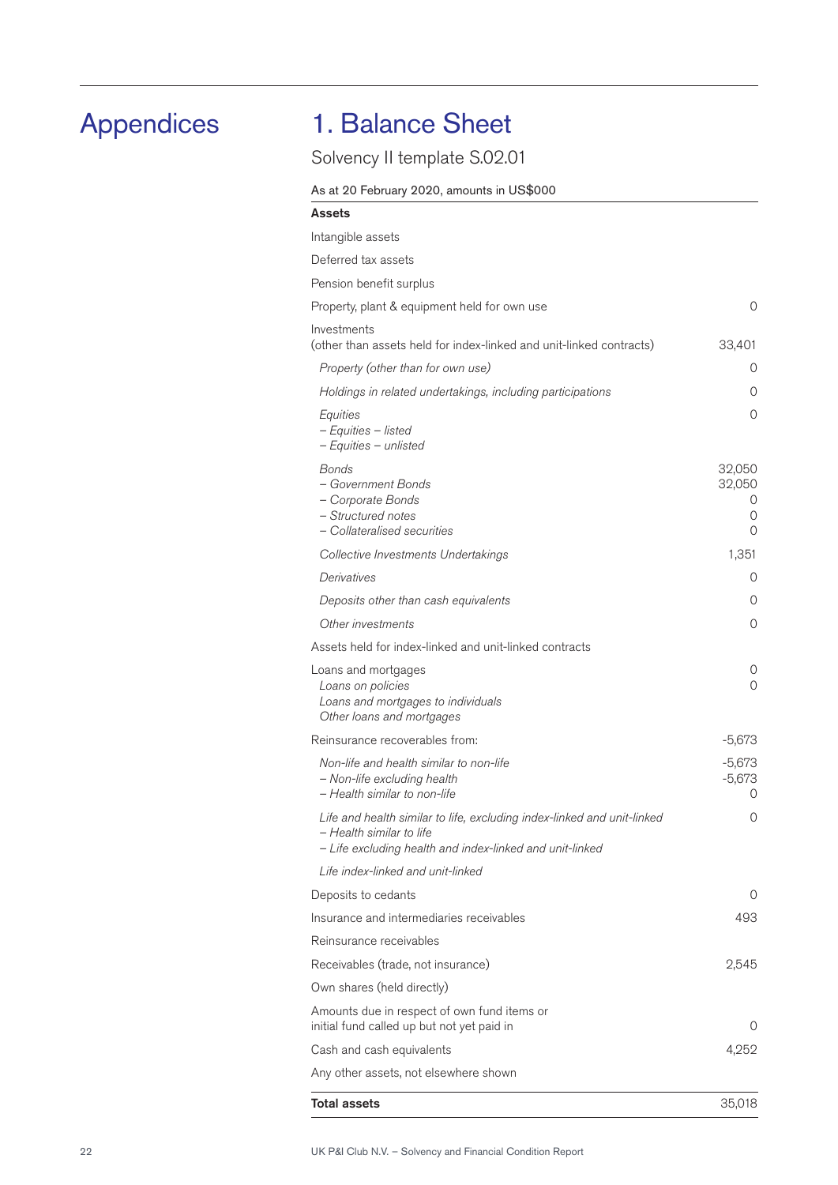# Appendices

## 1. Balance Sheet

### Solvency II template S.02.01

As at 20 February 2020, amounts in US$000

| **Assets** | |
|---|---|
| Intangible assets | |
| Deferred tax assets | |
| Pension benefit surplus | |
| Property, plant & equipment held for own use | 0 |
| Investments (other than assets held for index-linked and unit-linked contracts) | 33,401 |
| *Property (other than for own use)* | 0 |
| *Holdings in related undertakings, including participations* | 0 |
| *Equities* | 0 |
| *– Equities – listed* | |
| *– Equities – unlisted* | |
| *Bonds* | 32,050 |
| *– Government Bonds* | 32,050 |
| *– Corporate Bonds* | 0 |
| *– Structured notes* | 0 |
| *– Collateralised securities* | 0 |
| *Collective Investments Undertakings* | 1,351 |
| *Derivatives* | 0 |
| *Deposits other than cash equivalents* | 0 |
| *Other investments* | 0 |
| Assets held for index-linked and unit-linked contracts | |
| Loans and mortgages | 0 |
| *Loans on policies* | 0 |
| *Loans and mortgages to individuals* | |
| *Other loans and mortgages* | |
| Reinsurance recoverables from: | -5,673 |
| *Non-life and health similar to non-life* | -5,673 |
| *– Non-life excluding health* | -5,673 |
| *– Health similar to non-life* | 0 |
| *Life and health similar to life, excluding index-linked and unit-linked* | 0 |
| *– Health similar to life* | |
| *– Life excluding health and index-linked and unit-linked* | |
| *Life index-linked and unit-linked* | |
| Deposits to cedants | 0 |
| Insurance and intermediaries receivables | 493 |
| Reinsurance receivables | |
| Receivables (trade, not insurance) | 2,545 |
| Own shares (held directly) | |
| Amounts due in respect of own fund items or initial fund called up but not yet paid in | 0 |
| Cash and cash equivalents | 4,252 |
| Any other assets, not elsewhere shown | |
| **Total assets** | 35,018 |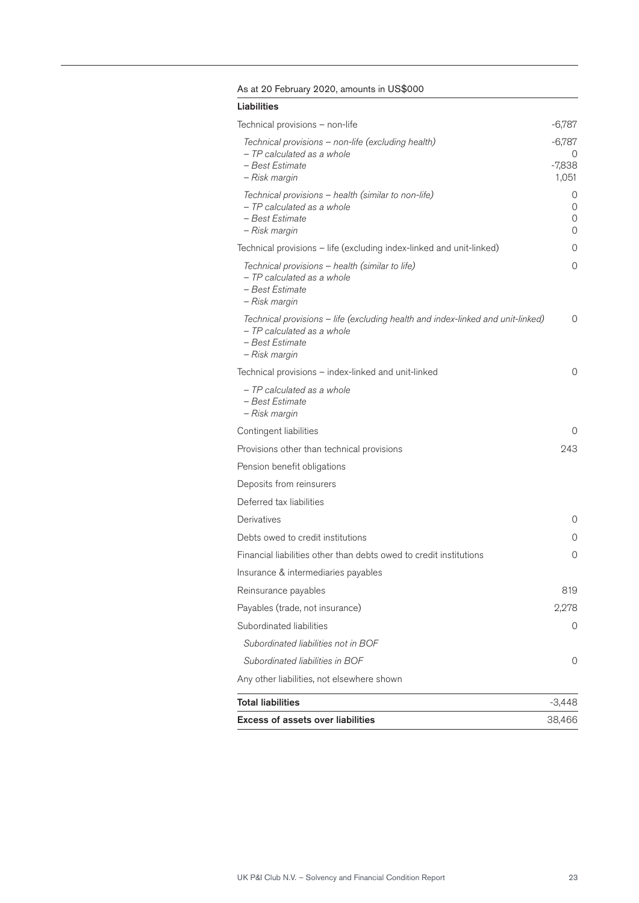| As at 20 February 2020, amounts in US$000 | |
|---|---|
| **Liabilities** | |
| Technical provisions – non-life | -6,787 |
| *Technical provisions – non-life (excluding health)* | -6,787 |
| *– TP calculated as a whole* | 0 |
| *– Best Estimate* | -7,838 |
| *– Risk margin* | 1,051 |
| *Technical provisions – health (similar to non-life)* | 0 |
| *– TP calculated as a whole* | 0 |
| *– Best Estimate* | 0 |
| *– Risk margin* | 0 |
| Technical provisions – life (excluding index-linked and unit-linked) | 0 |
| *Technical provisions – health (similar to life)* | 0 |
| *– TP calculated as a whole* | |
| *– Best Estimate* | |
| *– Risk margin* | |
| *Technical provisions – life (excluding health and index-linked and unit-linked)* | 0 |
| *– TP calculated as a whole* | |
| *– Best Estimate* | |
| *– Risk margin* | |
| Technical provisions – index-linked and unit-linked | 0 |
| *– TP calculated as a whole* | |
| *– Best Estimate* | |
| *– Risk margin* | |
| Contingent liabilities | 0 |
| Provisions other than technical provisions | 243 |
| Pension benefit obligations | |
| Deposits from reinsurers | |
| Deferred tax liabilities | |
| Derivatives | 0 |
| Debts owed to credit institutions | 0 |
| Financial liabilities other than debts owed to credit institutions | 0 |
| Insurance & intermediaries payables | |
| Reinsurance payables | 819 |
| Payables (trade, not insurance) | 2,278 |
| Subordinated liabilities | 0 |
| *Subordinated liabilities not in BOF* | |
| *Subordinated liabilities in BOF* | 0 |
| Any other liabilities, not elsewhere shown | |
| **Total liabilities** | -3,448 |
| **Excess of assets over liabilities** | 38,466 |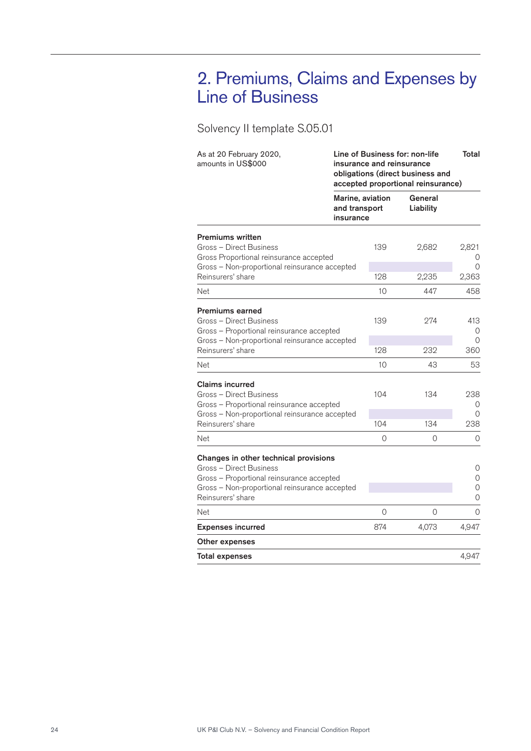# 2. Premiums, Claims and Expenses by Line of Business

Solvency II template S.05.01

| As at 20 February 2020, amounts in US$000 | Line of Business for: non-life insurance and reinsurance obligations (direct business and accepted proportional reinsurance) | | Total |
|---|---|---|---|
| | Marine, aviation and transport insurance | General Liability | |
| **Premiums written** | | | |
| Gross – Direct Business | 139 | 2,682 | 2,821 |
| Gross Proportional reinsurance accepted | | | 0 |
| Gross – Non-proportional reinsurance accepted | | | 0 |
| Reinsurers' share | 128 | 2,235 | 2,363 |
| Net | 10 | 447 | 458 |
| **Premiums earned** | | | |
| Gross – Direct Business | 139 | 274 | 413 |
| Gross – Proportional reinsurance accepted | | | 0 |
| Gross – Non-proportional reinsurance accepted | | | 0 |
| Reinsurers' share | 128 | 232 | 360 |
| Net | 10 | 43 | 53 |
| **Claims incurred** | | | |
| Gross – Direct Business | 104 | 134 | 238 |
| Gross – Proportional reinsurance accepted | | | 0 |
| Gross – Non-proportional reinsurance accepted | | | 0 |
| Reinsurers' share | 104 | 134 | 238 |
| Net | 0 | 0 | 0 |
| **Changes in other technical provisions** | | | |
| Gross – Direct Business | | | 0 |
| Gross – Proportional reinsurance accepted | | | 0 |
| Gross – Non-proportional reinsurance accepted | | | 0 |
| Reinsurers' share | | | 0 |
| Net | 0 | 0 | 0 |
| **Expenses incurred** | 874 | 4,073 | 4,947 |
| **Other expenses** | | | |
| **Total expenses** | | | 4,947 |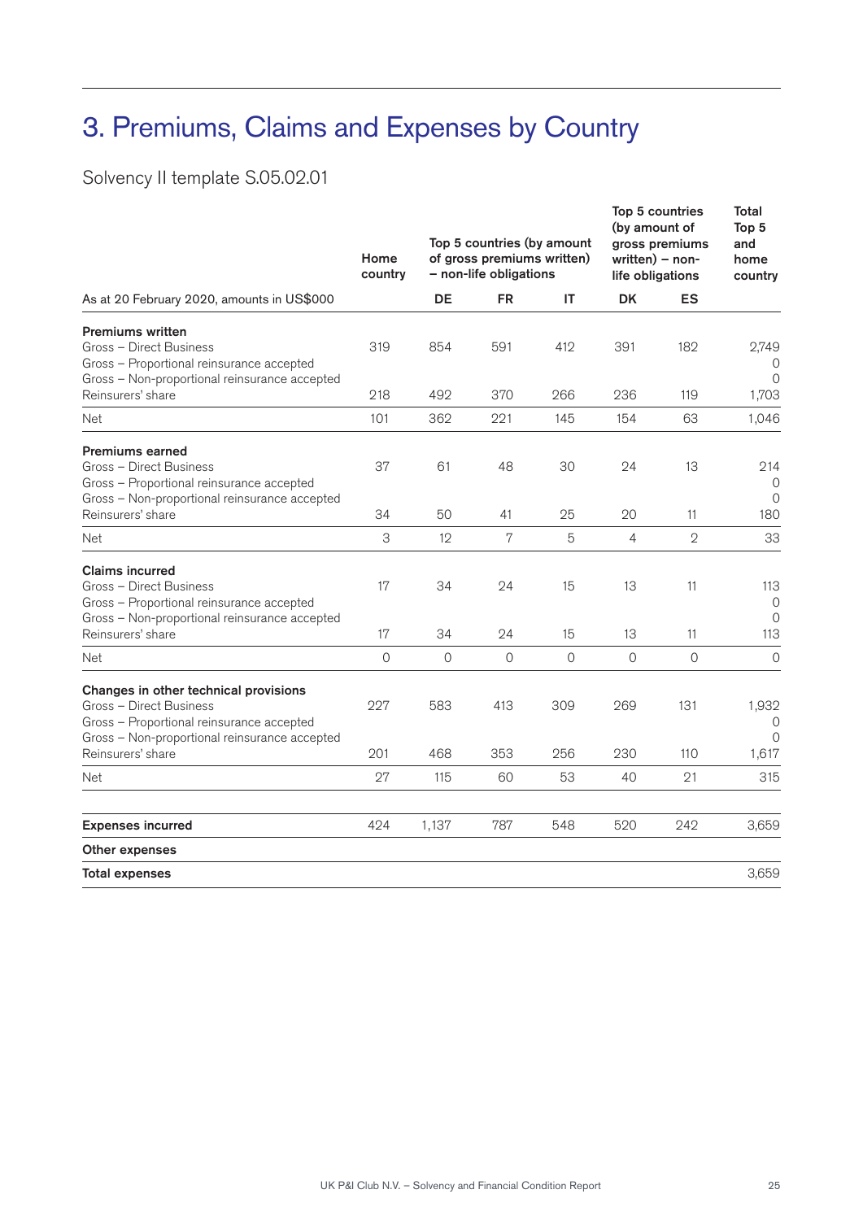# 3. Premiums, Claims and Expenses by Country

Solvency II template S.05.02.01

| As at 20 February 2020, amounts in US$000 | Home country | Top 5 countries (by amount of gross premiums written) – non-life obligations | | | Top 5 countries (by amount of gross premiums written) – non-life obligations | | Total Top 5 and home country |
|---|---|---|---|---|---|---|---|
| | | DE | FR | IT | DK | ES | |
| **Premiums written** | | | | | | | |
| Gross – Direct Business | 319 | 854 | 591 | 412 | 391 | 182 | 2,749 |
| Gross – Proportional reinsurance accepted | | | | | | | 0 |
| Gross – Non-proportional reinsurance accepted | | | | | | | 0 |
| Reinsurers' share | 218 | 492 | 370 | 266 | 236 | 119 | 1,703 |
| Net | 101 | 362 | 221 | 145 | 154 | 63 | 1,046 |
| **Premiums earned** | | | | | | | |
| Gross – Direct Business | 37 | 61 | 48 | 30 | 24 | 13 | 214 |
| Gross – Proportional reinsurance accepted | | | | | | | 0 |
| Gross – Non-proportional reinsurance accepted | | | | | | | 0 |
| Reinsurers' share | 34 | 50 | 41 | 25 | 20 | 11 | 180 |
| Net | 3 | 12 | 7 | 5 | 4 | 2 | 33 |
| **Claims incurred** | | | | | | | |
| Gross – Direct Business | 17 | 34 | 24 | 15 | 13 | 11 | 113 |
| Gross – Proportional reinsurance accepted | | | | | | | 0 |
| Gross – Non-proportional reinsurance accepted | | | | | | | 0 |
| Reinsurers' share | 17 | 34 | 24 | 15 | 13 | 11 | 113 |
| Net | 0 | 0 | 0 | 0 | 0 | 0 | 0 |
| **Changes in other technical provisions** | | | | | | | |
| Gross – Direct Business | 227 | 583 | 413 | 309 | 269 | 131 | 1,932 |
| Gross – Proportional reinsurance accepted | | | | | | | 0 |
| Gross – Non-proportional reinsurance accepted | | | | | | | 0 |
| Reinsurers' share | 201 | 468 | 353 | 256 | 230 | 110 | 1,617 |
| Net | 27 | 115 | 60 | 53 | 40 | 21 | 315 |
| **Expenses incurred** | 424 | 1,137 | 787 | 548 | 520 | 242 | 3,659 |
| **Other expenses** | | | | | | | |
| **Total expenses** | | | | | | | 3,659 |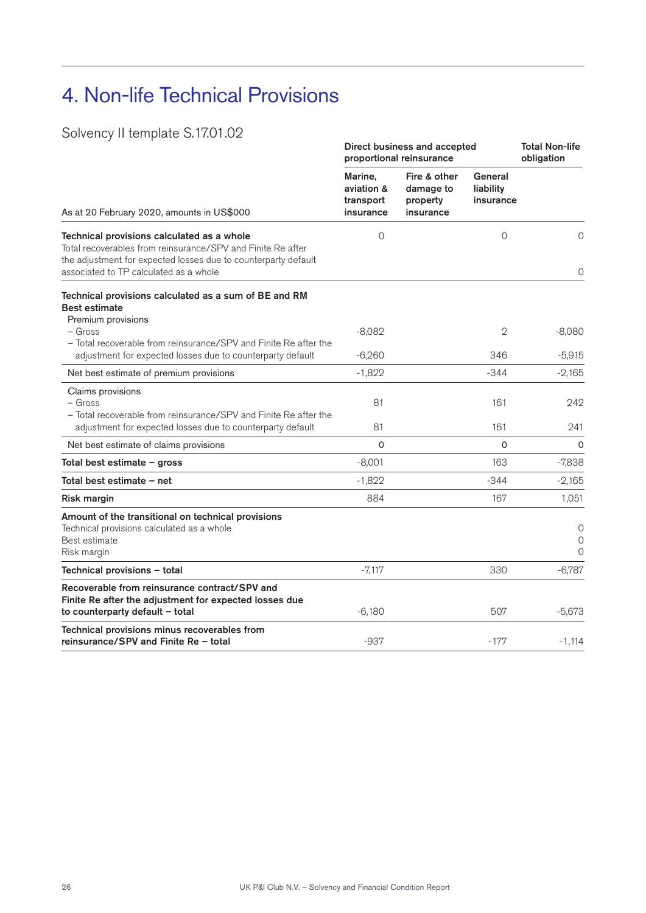# 4. Non-life Technical Provisions

## Solvency II template S.17.01.02

| As at 20 February 2020, amounts in US$000 | Direct business and accepted proportional reinsurance | | | Total Non-life obligation |
|---|---|---|---|---|
| | Marine, aviation & transport insurance | Fire & other damage to property insurance | General liability insurance | |
| **Technical provisions calculated as a whole** | 0 | | 0 | 0 |
| Total recoverables from reinsurance/SPV and Finite Re after the adjustment for expected losses due to counterparty default associated to TP calculated as a whole | | | | 0 |
| **Technical provisions calculated as a sum of BE and RM** | | | | |
| **Best estimate** | | | | |
| Premium provisions | | | | |
| – Gross | -8,082 | | 2 | -8,080 |
| – Total recoverable from reinsurance/SPV and Finite Re after the adjustment for expected losses due to counterparty default | -6,260 | | 346 | -5,915 |
| Net best estimate of premium provisions | -1,822 | | -344 | -2,165 |
| Claims provisions | | | | |
| – Gross | 81 | | 161 | 242 |
| – Total recoverable from reinsurance/SPV and Finite Re after the adjustment for expected losses due to counterparty default | 81 | | 161 | 241 |
| Net best estimate of claims provisions | 0 | | 0 | 0 |
| **Total best estimate – gross** | -8,001 | | 163 | -7,838 |
| **Total best estimate – net** | -1,822 | | -344 | -2,165 |
| **Risk margin** | 884 | | 167 | 1,051 |
| **Amount of the transitional on technical provisions** | | | | |
| Technical provisions calculated as a whole | | | | 0 |
| Best estimate | | | | 0 |
| Risk margin | | | | 0 |
| **Technical provisions – total** | -7,117 | | 330 | -6,787 |
| **Recoverable from reinsurance contract/SPV and Finite Re after the adjustment for expected losses due to counterparty default – total** | -6,180 | | 507 | -5,673 |
| **Technical provisions minus recoverables from reinsurance/SPV and Finite Re – total** | -937 | | -177 | -1,114 |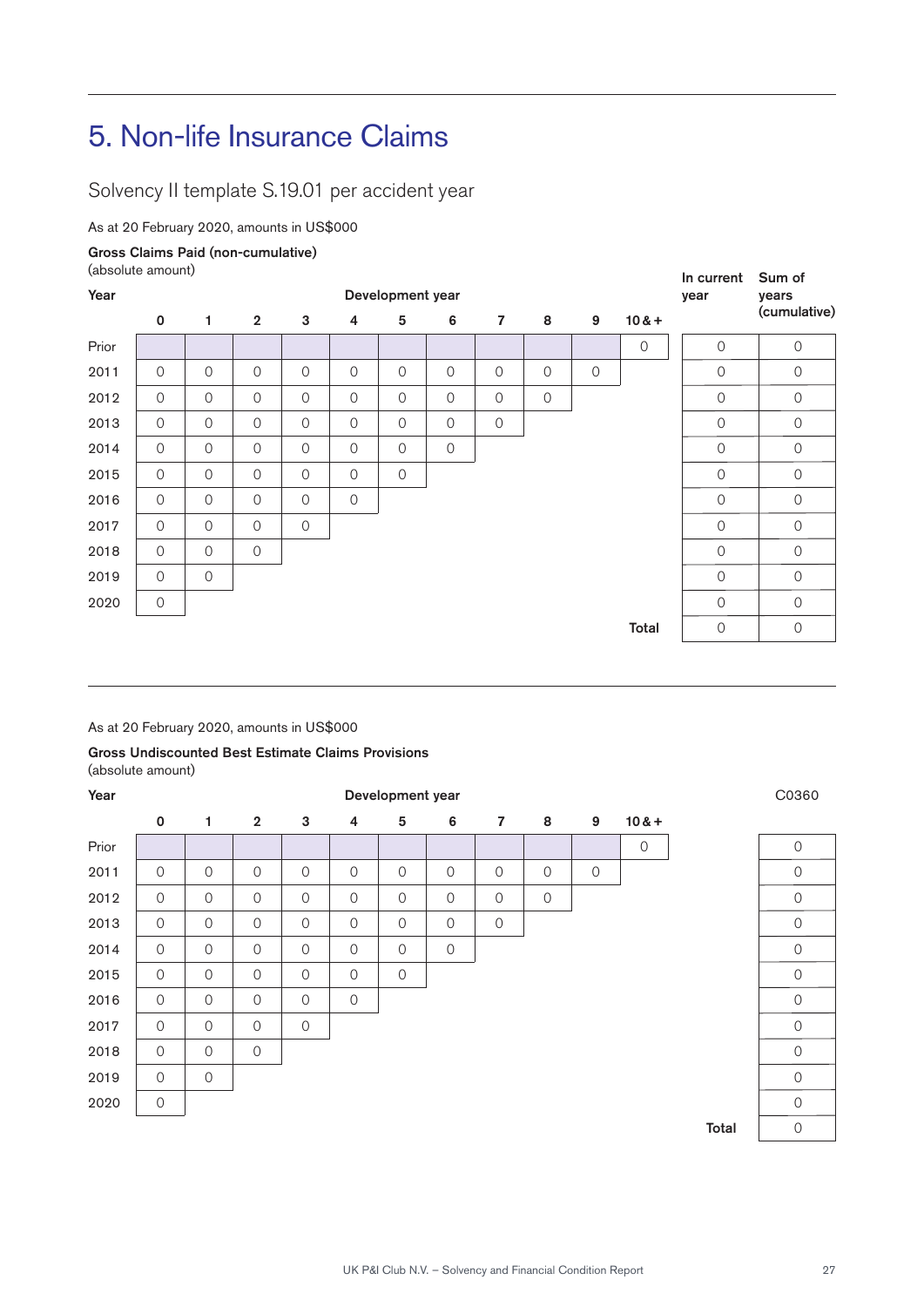# 5. Non-life Insurance Claims

## Solvency II template S.19.01 per accident year

As at 20 February 2020, amounts in US$000

**Gross Claims Paid (non-cumulative)**
(absolute amount)

| Year | Development year | | | | | | | | | | | In current year | Sum of years (cumulative) |
|---|---|---|---|---|---|---|---|---|---|---|---|---|---|
| | **0** | **1** | **2** | **3** | **4** | **5** | **6** | **7** | **8** | **9** | **10 & +** | | |
| Prior | | | | | | | | | | | 0 | 0 | 0 |
| 2011 | 0 | 0 | 0 | 0 | 0 | 0 | 0 | 0 | 0 | 0 | | 0 | 0 |
| 2012 | 0 | 0 | 0 | 0 | 0 | 0 | 0 | 0 | 0 | | | 0 | 0 |
| 2013 | 0 | 0 | 0 | 0 | 0 | 0 | 0 | 0 | | | | 0 | 0 |
| 2014 | 0 | 0 | 0 | 0 | 0 | 0 | 0 | | | | | 0 | 0 |
| 2015 | 0 | 0 | 0 | 0 | 0 | 0 | | | | | | 0 | 0 |
| 2016 | 0 | 0 | 0 | 0 | 0 | | | | | | | 0 | 0 |
| 2017 | 0 | 0 | 0 | 0 | | | | | | | | 0 | 0 |
| 2018 | 0 | 0 | 0 | | | | | | | | | 0 | 0 |
| 2019 | 0 | 0 | | | | | | | | | | 0 | 0 |
| 2020 | 0 | | | | | | | | | | | 0 | 0 |
| | | | | | | | | | | | **Total** | 0 | 0 |

As at 20 February 2020, amounts in US$000

**Gross Undiscounted Best Estimate Claims Provisions**
(absolute amount)

| Year | Development year | | | | | | | | | | | C0360 |
|---|---|---|---|---|---|---|---|---|---|---|---|---|
| | **0** | **1** | **2** | **3** | **4** | **5** | **6** | **7** | **8** | **9** | **10 & +** | |
| Prior | | | | | | | | | | | 0 | 0 |
| 2011 | 0 | 0 | 0 | 0 | 0 | 0 | 0 | 0 | 0 | 0 | | 0 |
| 2012 | 0 | 0 | 0 | 0 | 0 | 0 | 0 | 0 | 0 | | | 0 |
| 2013 | 0 | 0 | 0 | 0 | 0 | 0 | 0 | 0 | | | | 0 |
| 2014 | 0 | 0 | 0 | 0 | 0 | 0 | 0 | | | | | 0 |
| 2015 | 0 | 0 | 0 | 0 | 0 | 0 | | | | | | 0 |
| 2016 | 0 | 0 | 0 | 0 | 0 | | | | | | | 0 |
| 2017 | 0 | 0 | 0 | 0 | | | | | | | | 0 |
| 2018 | 0 | 0 | 0 | | | | | | | | | 0 |
| 2019 | 0 | 0 | | | | | | | | | | 0 |
| 2020 | 0 | | | | | | | | | | | 0 |
| | | | | | | | | | | | **Total** | 0 |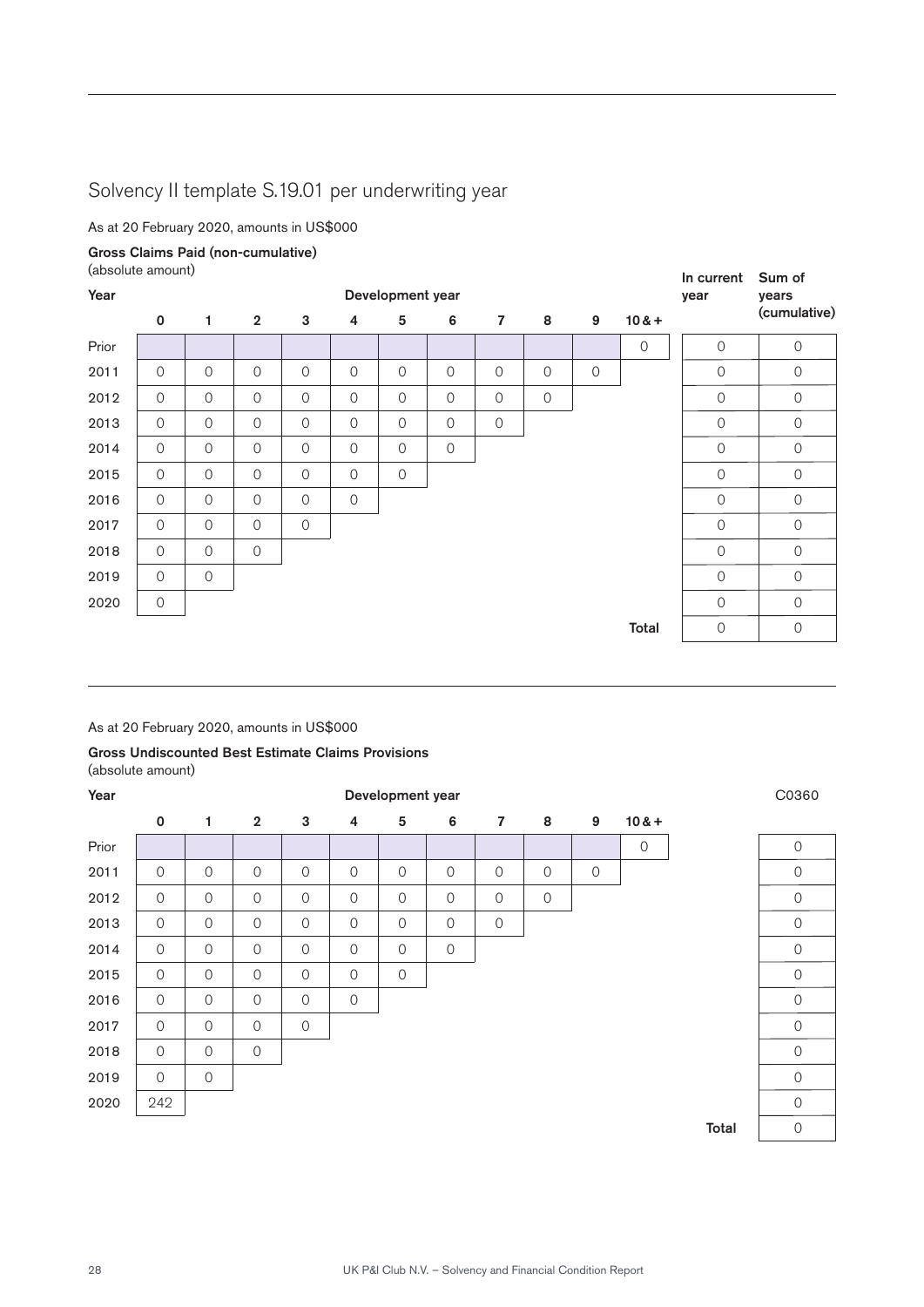## Solvency II template S.19.01 per underwriting year

As at 20 February 2020, amounts in US$000

**Gross Claims Paid (non-cumulative)**
(absolute amount)

| Year | Development year | | | | | | | | | | | In current year | Sum of years (cumulative) |
|---|---|---|---|---|---|---|---|---|---|---|---|---|---|
| | **0** | **1** | **2** | **3** | **4** | **5** | **6** | **7** | **8** | **9** | **10 & +** | | |
| Prior | | | | | | | | | | | 0 | 0 | 0 |
| 2011 | 0 | 0 | 0 | 0 | 0 | 0 | 0 | 0 | 0 | 0 | | 0 | 0 |
| 2012 | 0 | 0 | 0 | 0 | 0 | 0 | 0 | 0 | 0 | | | 0 | 0 |
| 2013 | 0 | 0 | 0 | 0 | 0 | 0 | 0 | 0 | | | | 0 | 0 |
| 2014 | 0 | 0 | 0 | 0 | 0 | 0 | 0 | | | | | 0 | 0 |
| 2015 | 0 | 0 | 0 | 0 | 0 | 0 | | | | | | 0 | 0 |
| 2016 | 0 | 0 | 0 | 0 | 0 | | | | | | | 0 | 0 |
| 2017 | 0 | 0 | 0 | 0 | | | | | | | | 0 | 0 |
| 2018 | 0 | 0 | 0 | | | | | | | | | 0 | 0 |
| 2019 | 0 | 0 | | | | | | | | | | 0 | 0 |
| 2020 | 0 | | | | | | | | | | | 0 | 0 |
| | | | | | | | | | | | **Total** | 0 | 0 |

As at 20 February 2020, amounts in US$000

**Gross Undiscounted Best Estimate Claims Provisions**
(absolute amount)

| Year | Development year | | | | | | | | | | | C0360 |
|---|---|---|---|---|---|---|---|---|---|---|---|---|
| | **0** | **1** | **2** | **3** | **4** | **5** | **6** | **7** | **8** | **9** | **10 & +** | |
| Prior | | | | | | | | | | | 0 | 0 |
| 2011 | 0 | 0 | 0 | 0 | 0 | 0 | 0 | 0 | 0 | 0 | | 0 |
| 2012 | 0 | 0 | 0 | 0 | 0 | 0 | 0 | 0 | 0 | | | 0 |
| 2013 | 0 | 0 | 0 | 0 | 0 | 0 | 0 | 0 | | | | 0 |
| 2014 | 0 | 0 | 0 | 0 | 0 | 0 | 0 | | | | | 0 |
| 2015 | 0 | 0 | 0 | 0 | 0 | 0 | | | | | | 0 |
| 2016 | 0 | 0 | 0 | 0 | 0 | | | | | | | 0 |
| 2017 | 0 | 0 | 0 | 0 | | | | | | | | 0 |
| 2018 | 0 | 0 | 0 | | | | | | | | | 0 |
| 2019 | 0 | 0 | | | | | | | | | | 0 |
| 2020 | 242 | | | | | | | | | | | 0 |
| | | | | | | | | | | | **Total** | 0 |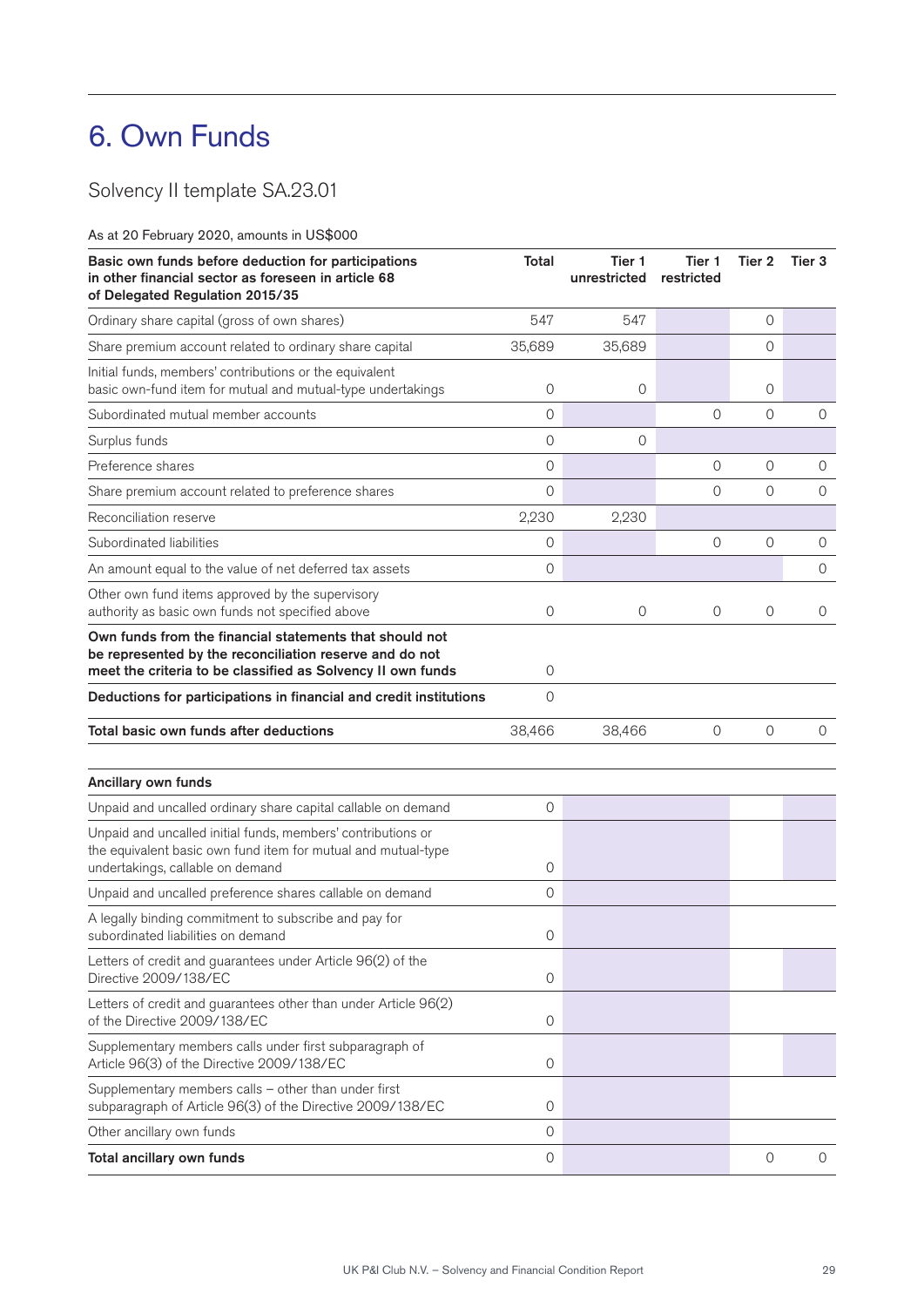# 6. Own Funds

## Solvency II template SA.23.01

As at 20 February 2020, amounts in US$000

| Basic own funds before deduction for participations in other financial sector as foreseen in article 68 of Delegated Regulation 2015/35 | Total | Tier 1 unrestricted | Tier 1 restricted | Tier 2 | Tier 3 |
|---|---|---|---|---|---|
| Ordinary share capital (gross of own shares) | 547 | 547 | | 0 | |
| Share premium account related to ordinary share capital | 35,689 | 35,689 | | 0 | |
| Initial funds, members' contributions or the equivalent basic own-fund item for mutual and mutual-type undertakings | 0 | 0 | | 0 | |
| Subordinated mutual member accounts | 0 | | 0 | 0 | 0 |
| Surplus funds | 0 | 0 | | | |
| Preference shares | 0 | | 0 | 0 | 0 |
| Share premium account related to preference shares | 0 | | 0 | 0 | 0 |
| Reconciliation reserve | 2,230 | 2,230 | | | |
| Subordinated liabilities | 0 | | 0 | 0 | 0 |
| An amount equal to the value of net deferred tax assets | 0 | | | | 0 |
| Other own fund items approved by the supervisory authority as basic own funds not specified above | 0 | 0 | 0 | 0 | 0 |
| **Own funds from the financial statements that should not be represented by the reconciliation reserve and do not meet the criteria to be classified as Solvency II own funds** | 0 | | | | |
| **Deductions for participations in financial and credit institutions** | 0 | | | | |
| **Total basic own funds after deductions** | 38,466 | 38,466 | 0 | 0 | 0 |

| Ancillary own funds | Total | Tier 1 unrestricted | Tier 1 restricted | Tier 2 | Tier 3 |
|---|---|---|---|---|---|
| Unpaid and uncalled ordinary share capital callable on demand | 0 | | | | |
| Unpaid and uncalled initial funds, members' contributions or the equivalent basic own fund item for mutual and mutual-type undertakings, callable on demand | 0 | | | | |
| Unpaid and uncalled preference shares callable on demand | 0 | | | | |
| A legally binding commitment to subscribe and pay for subordinated liabilities on demand | 0 | | | | |
| Letters of credit and guarantees under Article 96(2) of the Directive 2009/138/EC | 0 | | | | |
| Letters of credit and guarantees other than under Article 96(2) of the Directive 2009/138/EC | 0 | | | | |
| Supplementary members calls under first subparagraph of Article 96(3) of the Directive 2009/138/EC | 0 | | | | |
| Supplementary members calls – other than under first subparagraph of Article 96(3) of the Directive 2009/138/EC | 0 | | | | |
| Other ancillary own funds | 0 | | | | |
| **Total ancillary own funds** | 0 | | | 0 | 0 |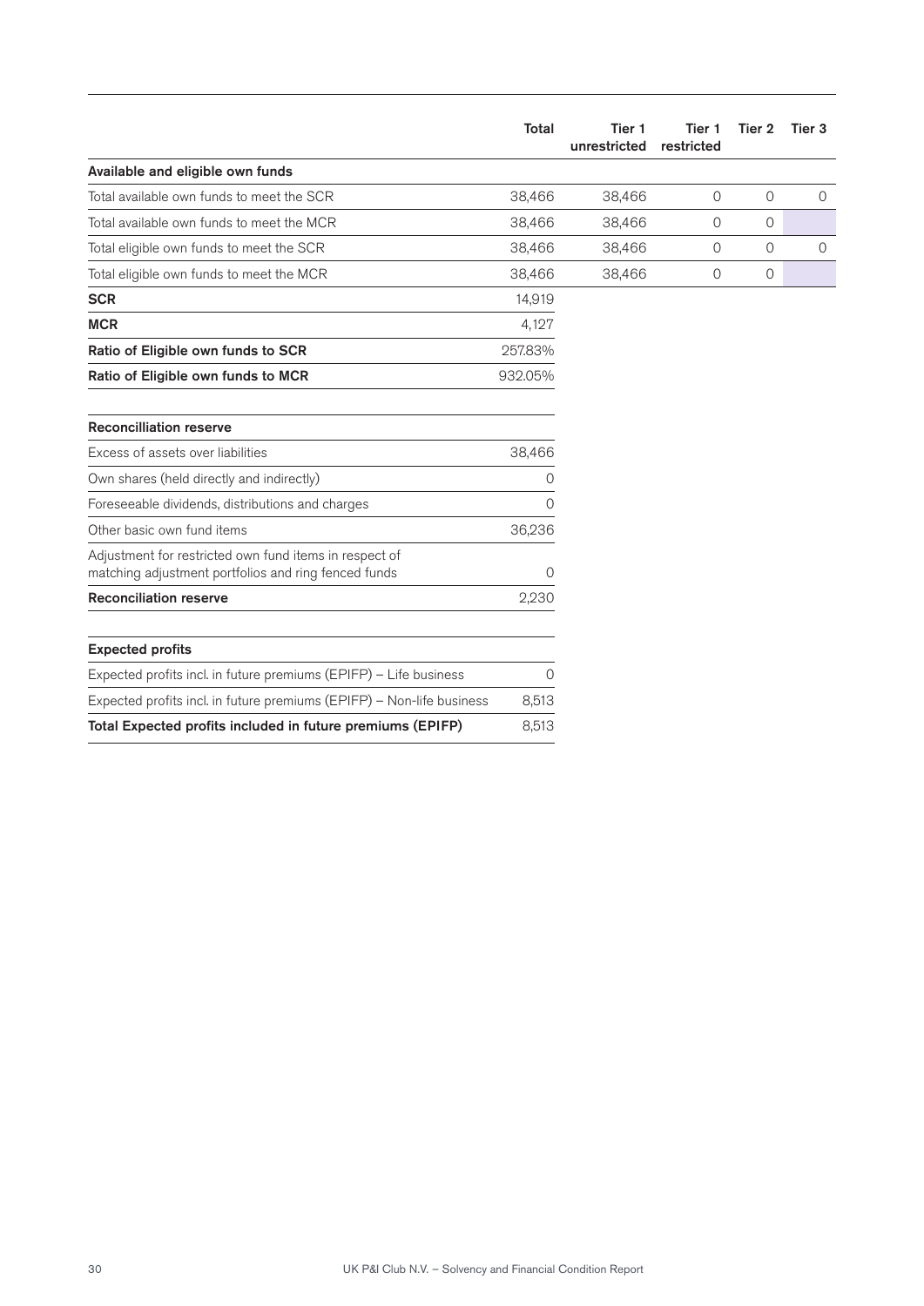|  | Total | Tier 1 unrestricted | Tier 1 restricted | Tier 2 | Tier 3 |
|---|---|---|---|---|---|
| **Available and eligible own funds** |  |  |  |  |  |
| Total available own funds to meet the SCR | 38,466 | 38,466 | 0 | 0 | 0 |
| Total available own funds to meet the MCR | 38,466 | 38,466 | 0 | 0 |  |
| Total eligible own funds to meet the SCR | 38,466 | 38,466 | 0 | 0 | 0 |
| Total eligible own funds to meet the MCR | 38,466 | 38,466 | 0 | 0 |  |
| **SCR** | 14,919 |  |  |  |  |
| **MCR** | 4,127 |  |  |  |  |
| **Ratio of Eligible own funds to SCR** | 257.83% |  |  |  |  |
| **Ratio of Eligible own funds to MCR** | 932.05% |  |  |  |  |

| **Reconcilliation reserve** |  |
|---|---|
| Excess of assets over liabilities | 38,466 |
| Own shares (held directly and indirectly) | 0 |
| Foreseeable dividends, distributions and charges | 0 |
| Other basic own fund items | 36,236 |
| Adjustment for restricted own fund items in respect of matching adjustment portfolios and ring fenced funds | 0 |
| **Reconciliation reserve** | 2,230 |

| **Expected profits** |  |
|---|---|
| Expected profits incl. in future premiums (EPIFP) – Life business | 0 |
| Expected profits incl. in future premiums (EPIFP) – Non-life business | 8,513 |
| **Total Expected profits included in future premiums (EPIFP)** | 8,513 |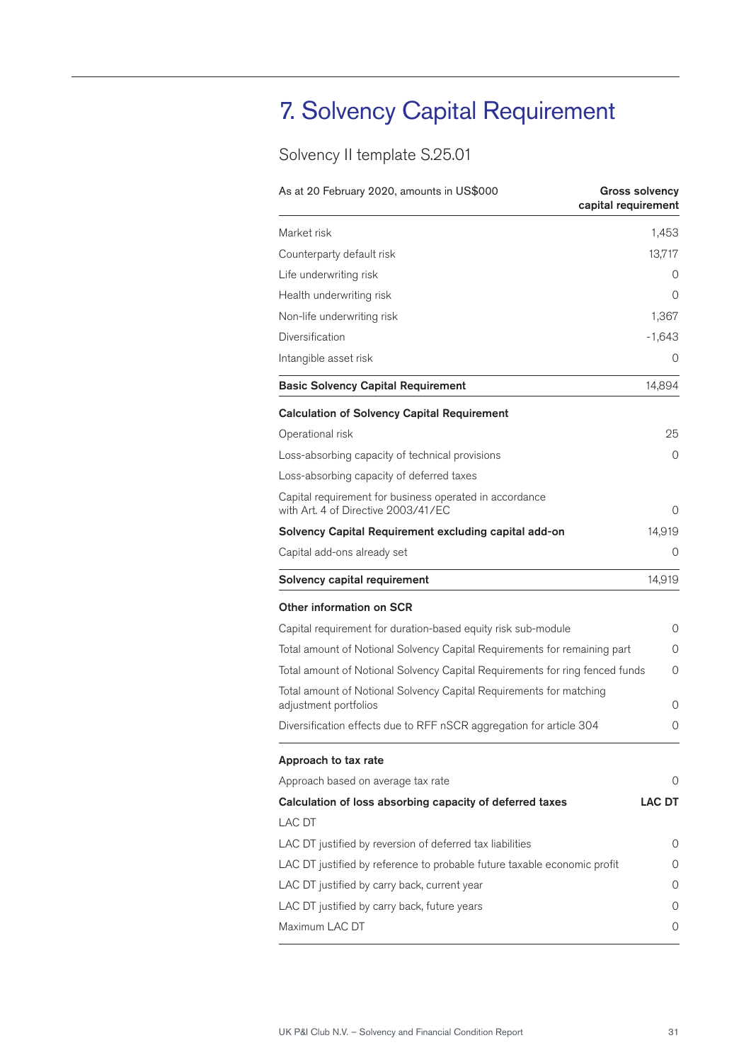# 7. Solvency Capital Requirement

## Solvency II template S.25.01

| As at 20 February 2020, amounts in US$000 | **Gross solvency capital requirement** |
|---|---|
| Market risk | 1,453 |
| Counterparty default risk | 13,717 |
| Life underwriting risk | 0 |
| Health underwriting risk | 0 |
| Non-life underwriting risk | 1,367 |
| Diversification | -1,643 |
| Intangible asset risk | 0 |
| **Basic Solvency Capital Requirement** | 14,894 |
| **Calculation of Solvency Capital Requirement** | |
| Operational risk | 25 |
| Loss-absorbing capacity of technical provisions | 0 |
| Loss-absorbing capacity of deferred taxes | |
| Capital requirement for business operated in accordance with Art. 4 of Directive 2003/41/EC | 0 |
| **Solvency Capital Requirement excluding capital add-on** | 14,919 |
| Capital add-ons already set | 0 |
| **Solvency capital requirement** | 14,919 |
| **Other information on SCR** | |
| Capital requirement for duration-based equity risk sub-module | 0 |
| Total amount of Notional Solvency Capital Requirements for remaining part | 0 |
| Total amount of Notional Solvency Capital Requirements for ring fenced funds | 0 |
| Total amount of Notional Solvency Capital Requirements for matching adjustment portfolios | 0 |
| Diversification effects due to RFF nSCR aggregation for article 304 | 0 |
| **Approach to tax rate** | |
| Approach based on average tax rate | 0 |
| **Calculation of loss absorbing capacity of deferred taxes** | **LAC DT** |
| LAC DT | |
| LAC DT justified by reversion of deferred tax liabilities | 0 |
| LAC DT justified by reference to probable future taxable economic profit | 0 |
| LAC DT justified by carry back, current year | 0 |
| LAC DT justified by carry back, future years | 0 |
| Maximum LAC DT | 0 |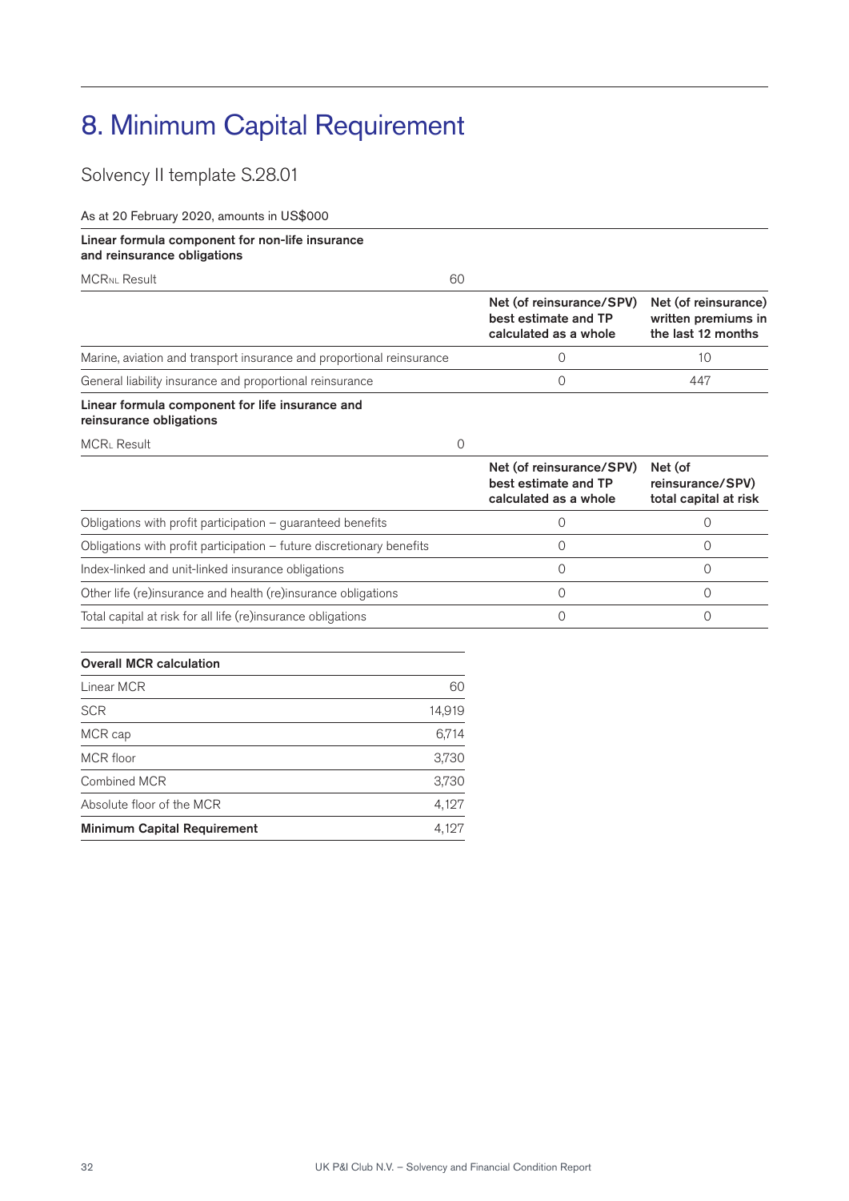# 8. Minimum Capital Requirement

## Solvency II template S.28.01

As at 20 February 2020, amounts in US$000

| **Linear formula component for non-life insurance and reinsurance obligations** | | | |
|---|---|---|---|
| $MCR_{NL}$ Result | 60 | | |
| | | **Net (of reinsurance/SPV) best estimate and TP calculated as a whole** | **Net (of reinsurance) written premiums in the last 12 months** |
| Marine, aviation and transport insurance and proportional reinsurance | | 0 | 10 |
| General liability insurance and proportional reinsurance | | 0 | 447 |

| **Linear formula component for life insurance and reinsurance obligations** | | | |
|---|---|---|---|
| $MCR_L$ Result | 0 | | |
| | | **Net (of reinsurance/SPV) best estimate and TP calculated as a whole** | **Net (of reinsurance/SPV) total capital at risk** |
| Obligations with profit participation – guaranteed benefits | | 0 | 0 |
| Obligations with profit participation – future discretionary benefits | | 0 | 0 |
| Index-linked and unit-linked insurance obligations | | 0 | 0 |
| Other life (re)insurance and health (re)insurance obligations | | 0 | 0 |
| Total capital at risk for all life (re)insurance obligations | | 0 | 0 |

| **Overall MCR calculation** | |
|---|---|
| Linear MCR | 60 |
| SCR | 14,919 |
| MCR cap | 6,714 |
| MCR floor | 3,730 |
| Combined MCR | 3,730 |
| Absolute floor of the MCR | 4,127 |
| **Minimum Capital Requirement** | 4,127 |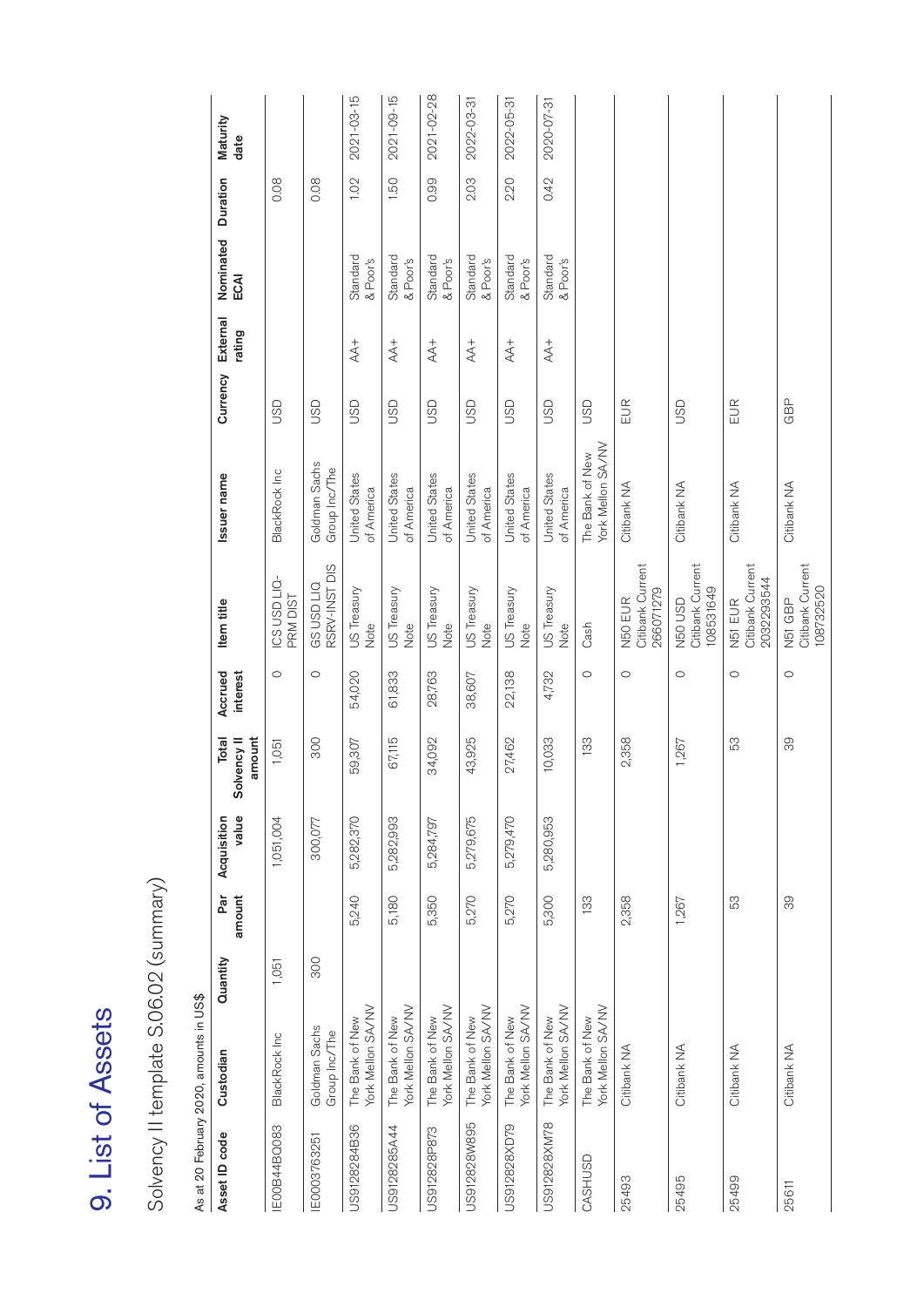# 9. List of Assets

## Solvency II template S.06.02 (summary)

As at 20 February 2020, amounts in US$

| Asset ID code | Custodian | Quantity | Par amount | Acquisition value | Total Solvency II amount | Accrued interest | Item title | Issuer name | Currency | External rating | Nominated ECAI | Duration | Maturity date |
|---|---|---|---|---|---|---|---|---|---|---|---|---|---|
| IE00B44BO083 | BlackRock Inc | 1,051 | | 1,051,004 | 1,051 | 0 | ICS USD LIQ-PRM DIST | BlackRock Inc | USD | | | 0.08 | |
| IE0003763251 | Goldman Sachs Group Inc/The | 300 | | 300,077 | 300 | 0 | GS USD LIQ RSRV-INST DIS | Goldman Sachs Group Inc/The | USD | | | 0.08 | |
| US912828B36 | The Bank of New York Mellon SA/NV | | 5,240 | 5,282,370 | 59,307 | 54,020 | US Treasury Note | United States of America | USD | AA+ | Standard & Poor's | 1.02 | 2021-03-15 |
| US912828S44 | The Bank of New York Mellon SA/NV | | 5,180 | 5,282,993 | 67,115 | 61,833 | US Treasury Note | United States of America | USD | AA+ | Standard & Poor's | 1.50 | 2021-09-15 |
| US912828P873 | The Bank of New York Mellon SA/NV | | 5,350 | 5,284,797 | 34,092 | 28,763 | US Treasury Note | United States of America | USD | AA+ | Standard & Poor's | 0.99 | 2021-02-28 |
| US912828W895 | The Bank of New York Mellon SA/NV | | 5,270 | 5,279,675 | 43,925 | 38,607 | US Treasury Note | United States of America | USD | AA+ | Standard & Poor's | 2.03 | 2022-03-31 |
| US912828XD79 | The Bank of New York Mellon SA/NV | | 5,270 | 5,279,470 | 27,462 | 22,138 | US Treasury Note | United States of America | USD | AA+ | Standard & Poor's | 2.20 | 2022-05-31 |
| US912828XM78 | The Bank of New York Mellon SA/NV | | 5,300 | 5,280,953 | 10,033 | 4,732 | US Treasury Note | United States of America | USD | AA+ | Standard & Poor's | 0.42 | 2020-07-31 |
| CASHUSD | The Bank of New York Mellon SA/NV | | 133 | | 133 | 0 | Cash | The Bank of New York Mellon SA/NV | USD | | | | |
| 25493 | Citibank NA | | 2,358 | | 2,358 | 0 | N50 EUR Citibank Current 266071279 | Citibank NA | EUR | | | | |
| 25495 | Citibank NA | | 1,267 | | 1,267 | 0 | N50 USD Citibank Current 108531649 | Citibank NA | USD | | | | |
| 25499 | Citibank NA | | 53 | | 53 | 0 | N51 EUR Citibank Current 2032293544 | Citibank NA | EUR | | | | |
| 25611 | Citibank NA | | 39 | | 39 | 0 | N51 GBP Citibank Current 108732520 | Citibank NA | GBP | | | | |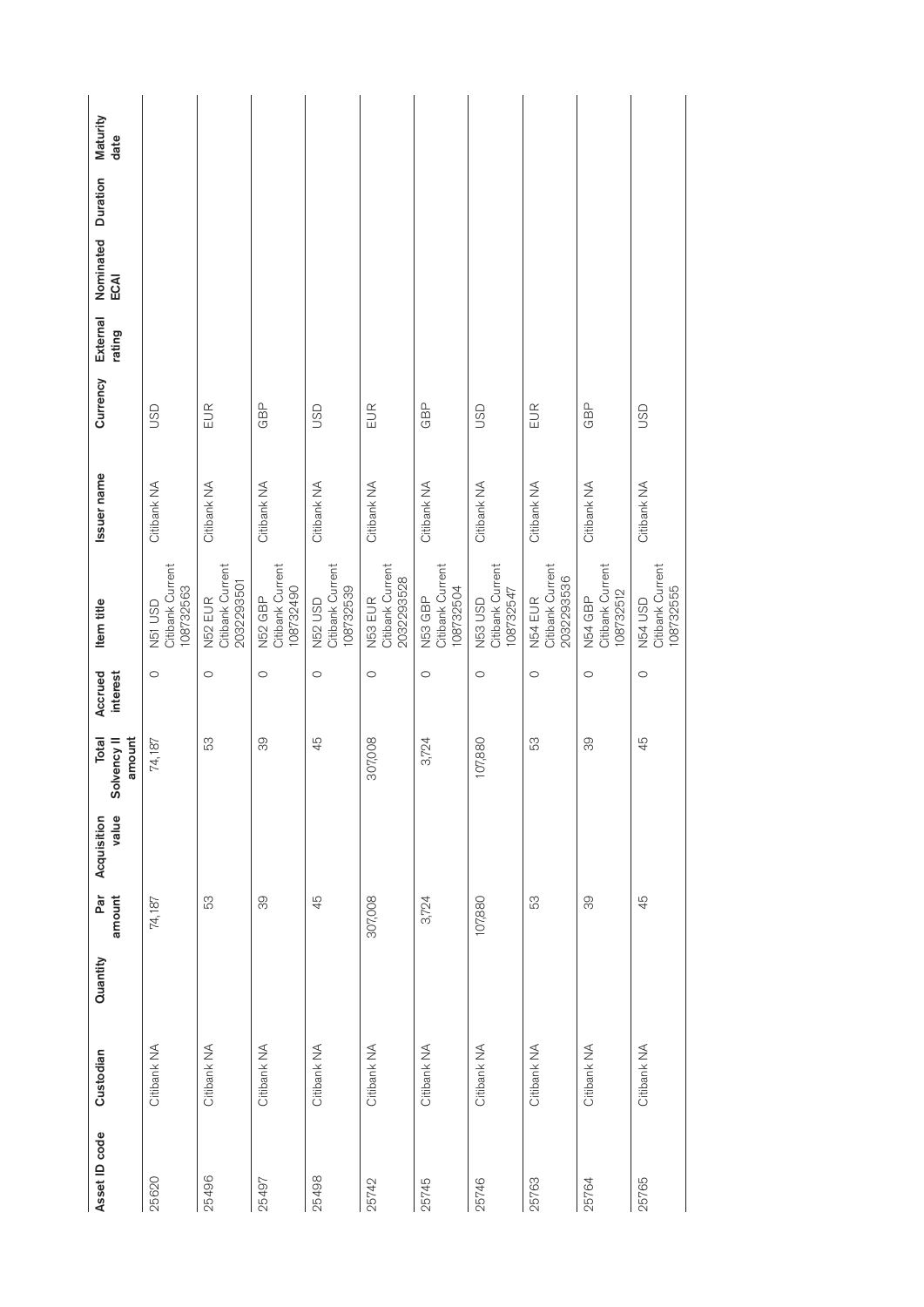| Asset ID code | Custodian | Quantity | Par amount | Acquisition value | Total Solvency II amount | Accrued interest | Item title | Issuer name | Currency | External rating | Nominated ECAI | Duration | Maturity date |
|---|---|---|---|---|---|---|---|---|---|---|---|---|---|
| 25620 | Citibank NA | | 74,187 | | 74,187 | 0 | N51 USD Citibank Current 108732563 | Citibank NA | USD | | | | |
| 25496 | Citibank NA | | 53 | | 53 | 0 | N52 EUR Citibank Current 2032293501 | Citibank NA | EUR | | | | |
| 25497 | Citibank NA | | 39 | | 39 | 0 | N52 GBP Citibank Current 108732490 | Citibank NA | GBP | | | | |
| 25498 | Citibank NA | | 45 | | 45 | 0 | N52 USD Citibank Current 108732539 | Citibank NA | USD | | | | |
| 25742 | Citibank NA | | 307,008 | | 307,008 | 0 | N53 EUR Citibank Current 2032293528 | Citibank NA | EUR | | | | |
| 25745 | Citibank NA | | 3,724 | | 3,724 | 0 | N53 GBP Citibank Current 108732504 | Citibank NA | GBP | | | | |
| 25746 | Citibank NA | | 107,880 | | 107,880 | 0 | N53 USD Citibank Current 108732547 | Citibank NA | USD | | | | |
| 25763 | Citibank NA | | 53 | | 53 | 0 | N54 EUR Citibank Current 2032293536 | Citibank NA | EUR | | | | |
| 25764 | Citibank NA | | 39 | | 39 | 0 | N54 GBP Citibank Current 108732512 | Citibank NA | GBP | | | | |
| 25765 | Citibank NA | | 45 | | 45 | 0 | N54 USD Citibank Current 108732555 | Citibank NA | USD | | | | |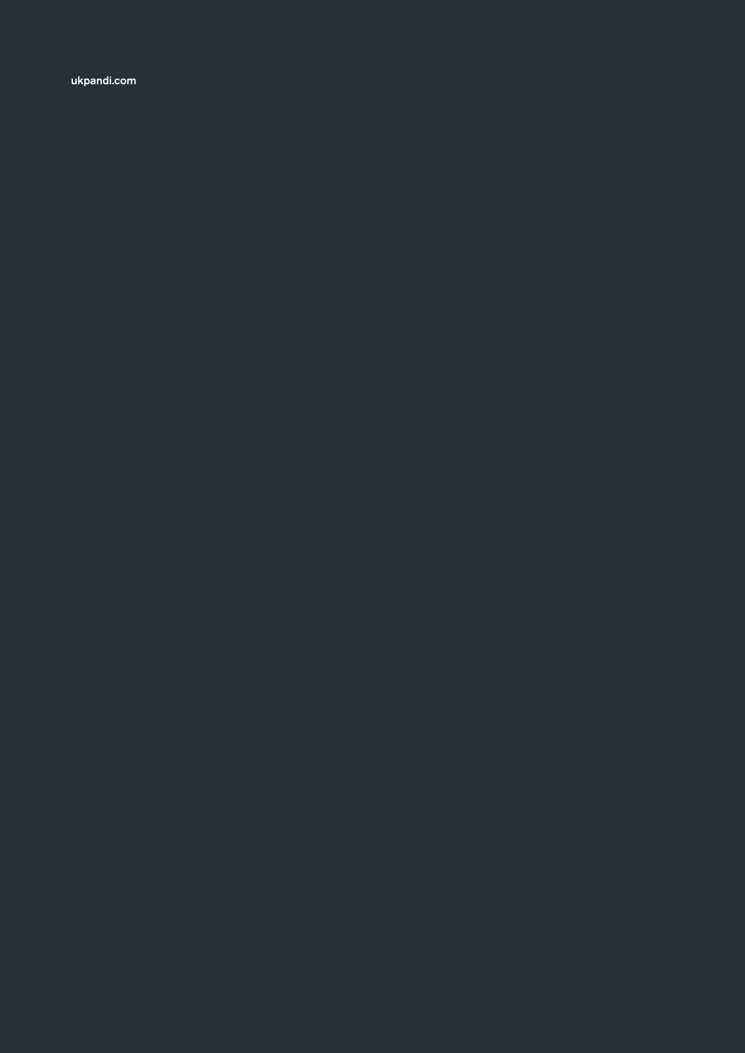ukpandi.com